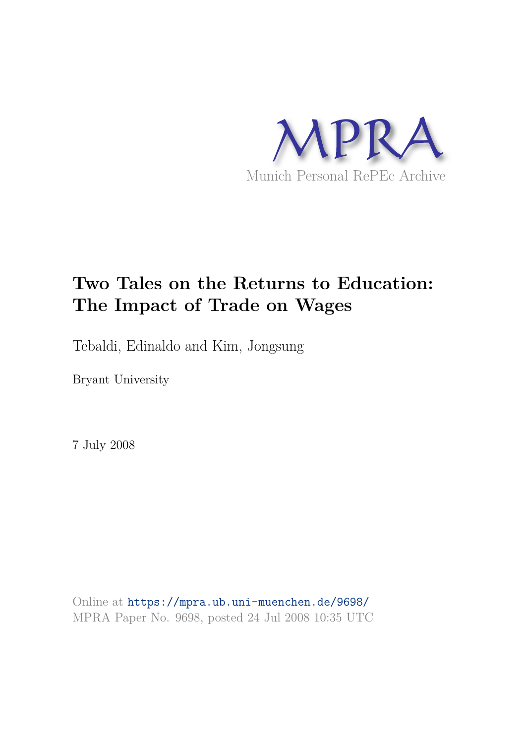MPRA

Munich Personal RePEc Archive

# Two Tales on the Returns to Education: The Impact of Trade on Wages

Tebaldi, Edinaldo and Kim, Jongsung

Bryant University

7 July 2008

Online at https://mpra.ub.uni-muenchen.de/9698/
MPRA Paper No. 9698, posted 24 Jul 2008 10:35 UTC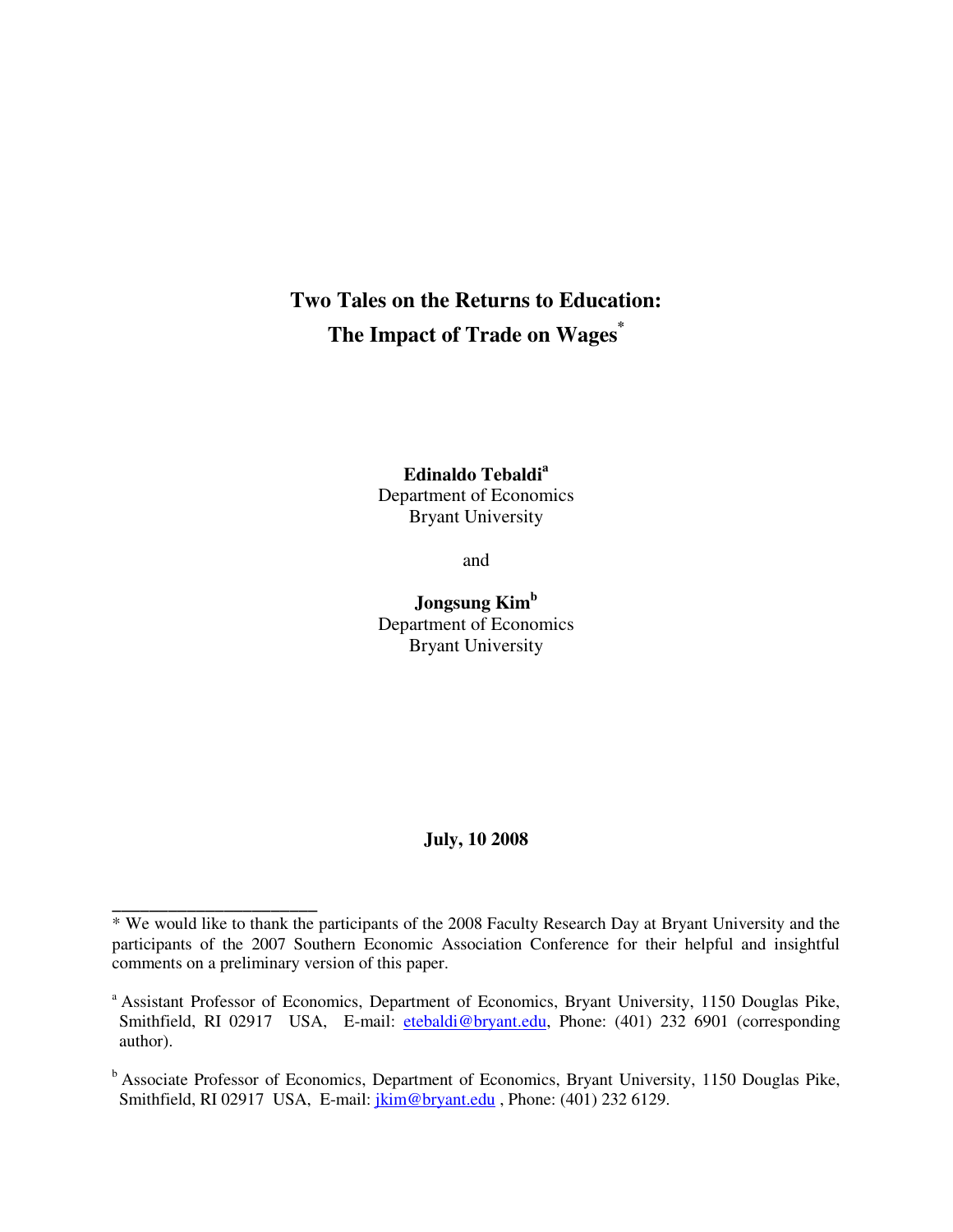# Two Tales on the Returns to Education: The Impact of Trade on Wages*

**Edinaldo Tebaldi**[a]
Department of Economics
Bryant University

and

**Jongsung Kim**[b]
Department of Economics
Bryant University

**July, 10 2008**

---

* We would like to thank the participants of the 2008 Faculty Research Day at Bryant University and the participants of the 2007 Southern Economic Association Conference for their helpful and insightful comments on a preliminary version of this paper.

[a] Assistant Professor of Economics, Department of Economics, Bryant University, 1150 Douglas Pike, Smithfield, RI 02917 USA, E-mail: etebaldi@bryant.edu, Phone: (401) 232 6901 (corresponding author).

[b] Associate Professor of Economics, Department of Economics, Bryant University, 1150 Douglas Pike, Smithfield, RI 02917 USA, E-mail: jkim@bryant.edu , Phone: (401) 232 6129.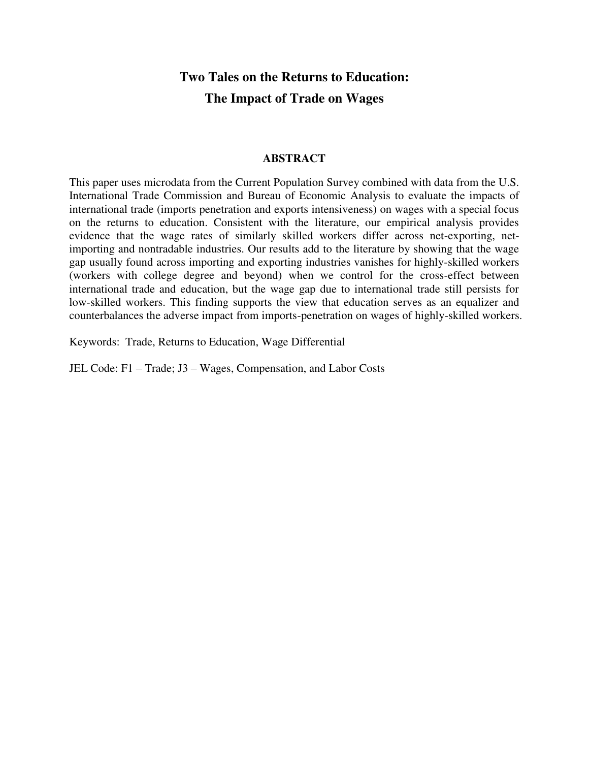# Two Tales on the Returns to Education: The Impact of Trade on Wages

## ABSTRACT

This paper uses microdata from the Current Population Survey combined with data from the U.S. International Trade Commission and Bureau of Economic Analysis to evaluate the impacts of international trade (imports penetration and exports intensiveness) on wages with a special focus on the returns to education. Consistent with the literature, our empirical analysis provides evidence that the wage rates of similarly skilled workers differ across net-exporting, net-importing and nontradable industries. Our results add to the literature by showing that the wage gap usually found across importing and exporting industries vanishes for highly-skilled workers (workers with college degree and beyond) when we control for the cross-effect between international trade and education, but the wage gap due to international trade still persists for low-skilled workers. This finding supports the view that education serves as an equalizer and counterbalances the adverse impact from imports-penetration on wages of highly-skilled workers.

Keywords: Trade, Returns to Education, Wage Differential

JEL Code: F1 – Trade; J3 – Wages, Compensation, and Labor Costs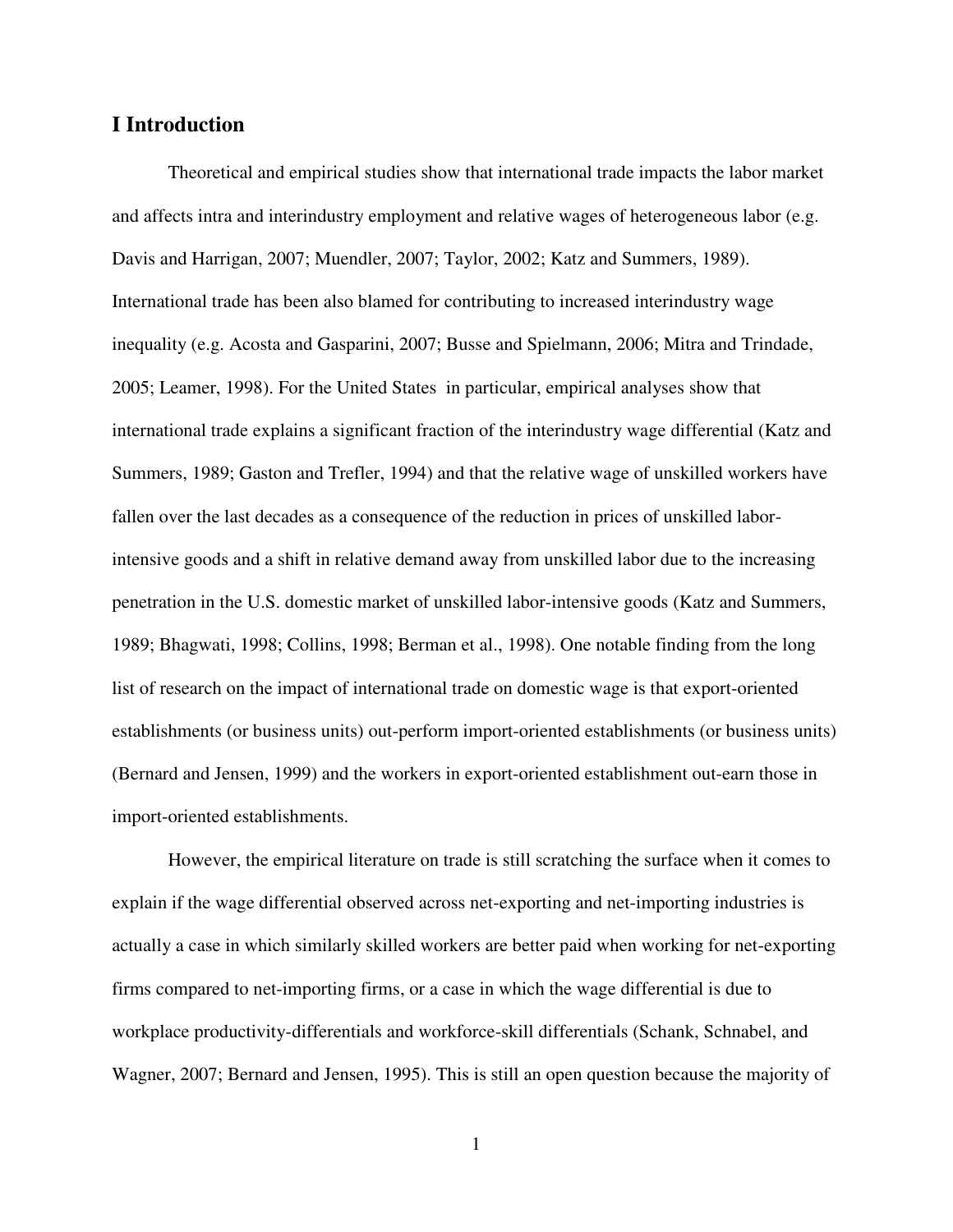## I Introduction

Theoretical and empirical studies show that international trade impacts the labor market and affects intra and interindustry employment and relative wages of heterogeneous labor (e.g. Davis and Harrigan, 2007; Muendler, 2007; Taylor, 2002; Katz and Summers, 1989). International trade has been also blamed for contributing to increased interindustry wage inequality (e.g. Acosta and Gasparini, 2007; Busse and Spielmann, 2006; Mitra and Trindade, 2005; Leamer, 1998). For the United States in particular, empirical analyses show that international trade explains a significant fraction of the interindustry wage differential (Katz and Summers, 1989; Gaston and Trefler, 1994) and that the relative wage of unskilled workers have fallen over the last decades as a consequence of the reduction in prices of unskilled labor-intensive goods and a shift in relative demand away from unskilled labor due to the increasing penetration in the U.S. domestic market of unskilled labor-intensive goods (Katz and Summers, 1989; Bhagwati, 1998; Collins, 1998; Berman et al., 1998). One notable finding from the long list of research on the impact of international trade on domestic wage is that export-oriented establishments (or business units) out-perform import-oriented establishments (or business units) (Bernard and Jensen, 1999) and the workers in export-oriented establishment out-earn those in import-oriented establishments.

However, the empirical literature on trade is still scratching the surface when it comes to explain if the wage differential observed across net-exporting and net-importing industries is actually a case in which similarly skilled workers are better paid when working for net-exporting firms compared to net-importing firms, or a case in which the wage differential is due to workplace productivity-differentials and workforce-skill differentials (Schank, Schnabel, and Wagner, 2007; Bernard and Jensen, 1995). This is still an open question because the majority of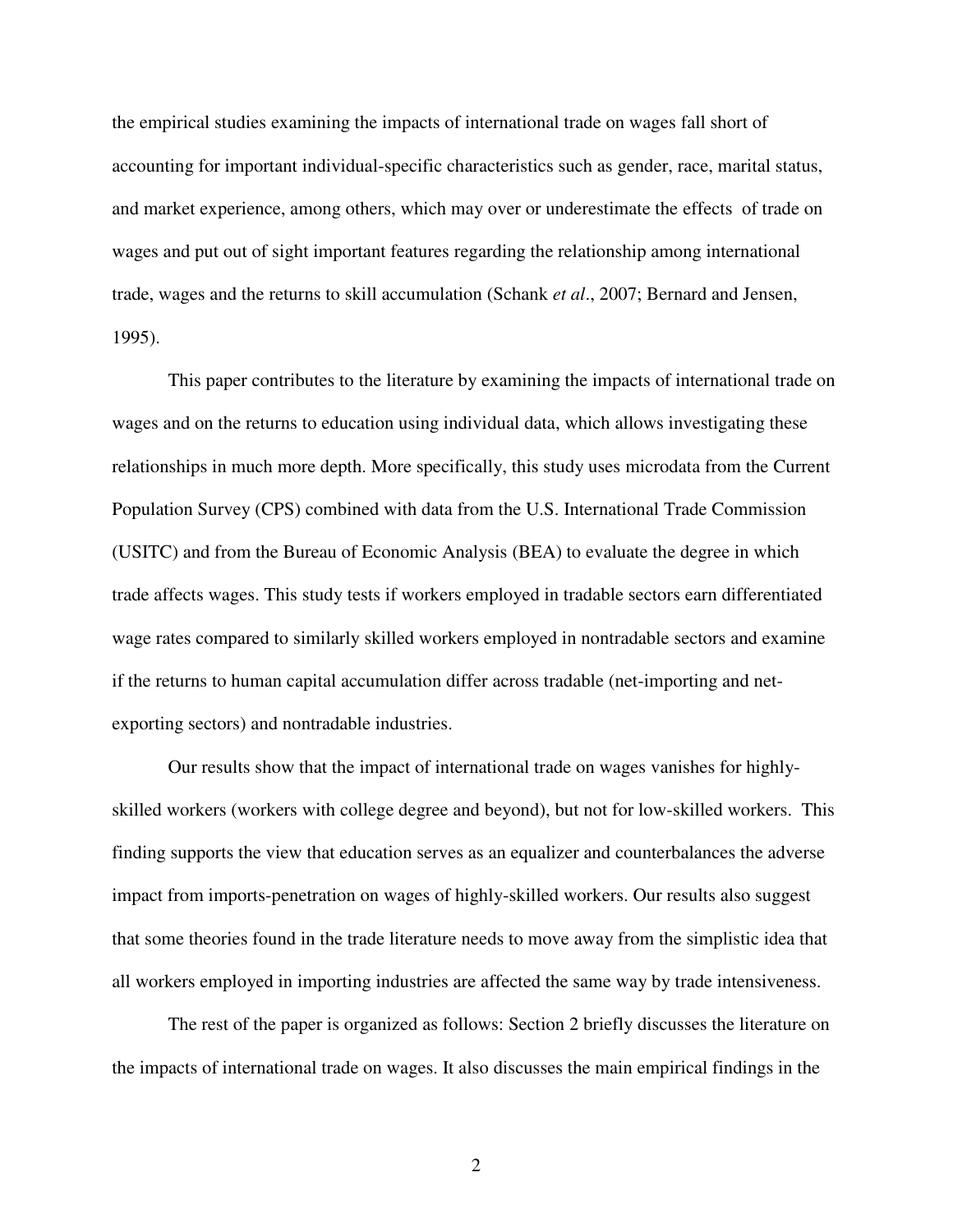the empirical studies examining the impacts of international trade on wages fall short of accounting for important individual-specific characteristics such as gender, race, marital status, and market experience, among others, which may over or underestimate the effects of trade on wages and put out of sight important features regarding the relationship among international trade, wages and the returns to skill accumulation (Schank *et al*., 2007; Bernard and Jensen, 1995).

This paper contributes to the literature by examining the impacts of international trade on wages and on the returns to education using individual data, which allows investigating these relationships in much more depth. More specifically, this study uses microdata from the Current Population Survey (CPS) combined with data from the U.S. International Trade Commission (USITC) and from the Bureau of Economic Analysis (BEA) to evaluate the degree in which trade affects wages. This study tests if workers employed in tradable sectors earn differentiated wage rates compared to similarly skilled workers employed in nontradable sectors and examine if the returns to human capital accumulation differ across tradable (net-importing and net-exporting sectors) and nontradable industries.

Our results show that the impact of international trade on wages vanishes for highly-skilled workers (workers with college degree and beyond), but not for low-skilled workers. This finding supports the view that education serves as an equalizer and counterbalances the adverse impact from imports-penetration on wages of highly-skilled workers. Our results also suggest that some theories found in the trade literature needs to move away from the simplistic idea that all workers employed in importing industries are affected the same way by trade intensiveness.

The rest of the paper is organized as follows: Section 2 briefly discusses the literature on the impacts of international trade on wages. It also discusses the main empirical findings in the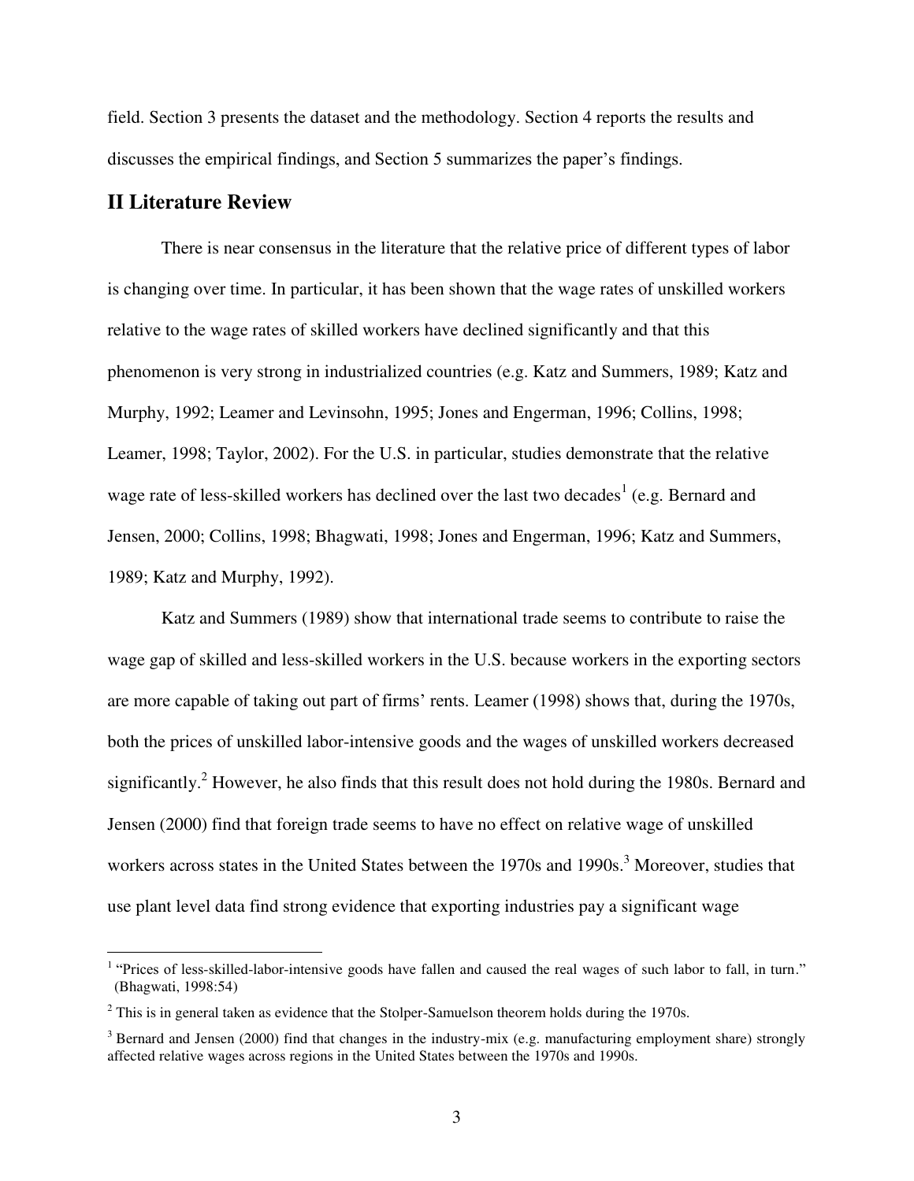field. Section 3 presents the dataset and the methodology. Section 4 reports the results and discusses the empirical findings, and Section 5 summarizes the paper's findings.

## II Literature Review

There is near consensus in the literature that the relative price of different types of labor is changing over time. In particular, it has been shown that the wage rates of unskilled workers relative to the wage rates of skilled workers have declined significantly and that this phenomenon is very strong in industrialized countries (e.g. Katz and Summers, 1989; Katz and Murphy, 1992; Leamer and Levinsohn, 1995; Jones and Engerman, 1996; Collins, 1998; Leamer, 1998; Taylor, 2002). For the U.S. in particular, studies demonstrate that the relative wage rate of less-skilled workers has declined over the last two decades[1] (e.g. Bernard and Jensen, 2000; Collins, 1998; Bhagwati, 1998; Jones and Engerman, 1996; Katz and Summers, 1989; Katz and Murphy, 1992).

Katz and Summers (1989) show that international trade seems to contribute to raise the wage gap of skilled and less-skilled workers in the U.S. because workers in the exporting sectors are more capable of taking out part of firms' rents. Leamer (1998) shows that, during the 1970s, both the prices of unskilled labor-intensive goods and the wages of unskilled workers decreased significantly.[2] However, he also finds that this result does not hold during the 1980s. Bernard and Jensen (2000) find that foreign trade seems to have no effect on relative wage of unskilled workers across states in the United States between the 1970s and 1990s.[3] Moreover, studies that use plant level data find strong evidence that exporting industries pay a significant wage

[1] "Prices of less-skilled-labor-intensive goods have fallen and caused the real wages of such labor to fall, in turn." (Bhagwati, 1998:54)

[2] This is in general taken as evidence that the Stolper-Samuelson theorem holds during the 1970s.

[3] Bernard and Jensen (2000) find that changes in the industry-mix (e.g. manufacturing employment share) strongly affected relative wages across regions in the United States between the 1970s and 1990s.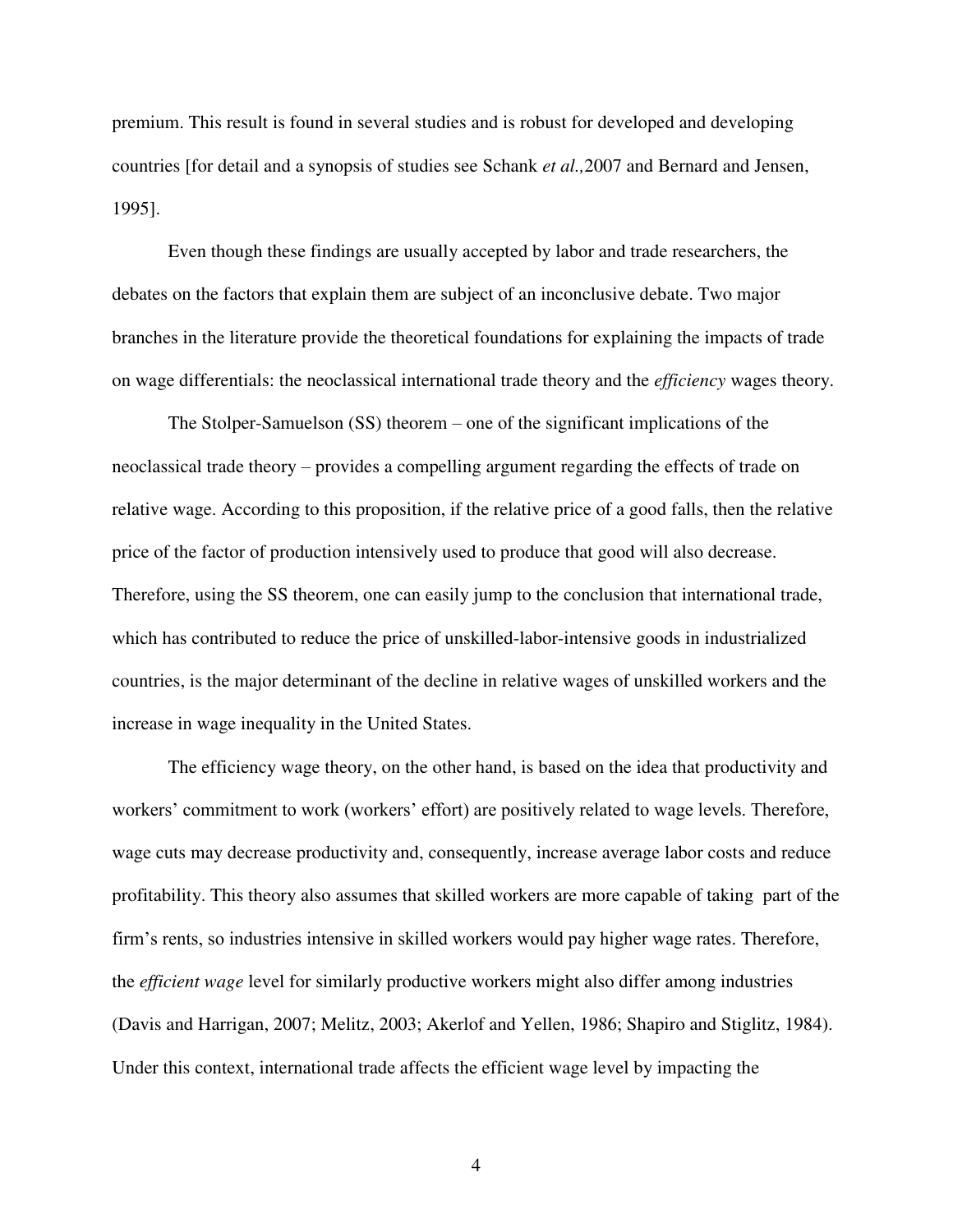premium. This result is found in several studies and is robust for developed and developing countries [for detail and a synopsis of studies see Schank *et al.,*2007 and Bernard and Jensen, 1995].

Even though these findings are usually accepted by labor and trade researchers, the debates on the factors that explain them are subject of an inconclusive debate. Two major branches in the literature provide the theoretical foundations for explaining the impacts of trade on wage differentials: the neoclassical international trade theory and the *efficiency* wages theory.

The Stolper-Samuelson (SS) theorem – one of the significant implications of the neoclassical trade theory – provides a compelling argument regarding the effects of trade on relative wage. According to this proposition, if the relative price of a good falls, then the relative price of the factor of production intensively used to produce that good will also decrease. Therefore, using the SS theorem, one can easily jump to the conclusion that international trade, which has contributed to reduce the price of unskilled-labor-intensive goods in industrialized countries, is the major determinant of the decline in relative wages of unskilled workers and the increase in wage inequality in the United States.

The efficiency wage theory, on the other hand, is based on the idea that productivity and workers' commitment to work (workers' effort) are positively related to wage levels. Therefore, wage cuts may decrease productivity and, consequently, increase average labor costs and reduce profitability. This theory also assumes that skilled workers are more capable of taking part of the firm's rents, so industries intensive in skilled workers would pay higher wage rates. Therefore, the *efficient wage* level for similarly productive workers might also differ among industries (Davis and Harrigan, 2007; Melitz, 2003; Akerlof and Yellen, 1986; Shapiro and Stiglitz, 1984). Under this context, international trade affects the efficient wage level by impacting the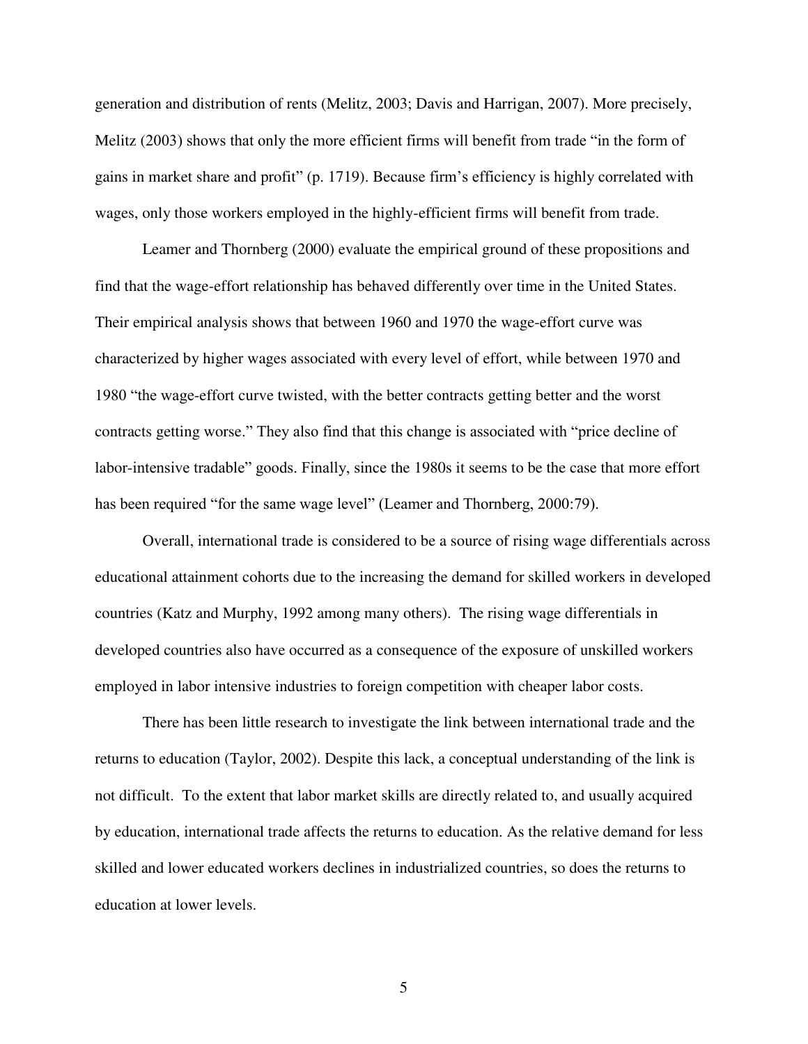generation and distribution of rents (Melitz, 2003; Davis and Harrigan, 2007). More precisely, Melitz (2003) shows that only the more efficient firms will benefit from trade "in the form of gains in market share and profit" (p. 1719). Because firm's efficiency is highly correlated with wages, only those workers employed in the highly-efficient firms will benefit from trade.

Leamer and Thornberg (2000) evaluate the empirical ground of these propositions and find that the wage-effort relationship has behaved differently over time in the United States. Their empirical analysis shows that between 1960 and 1970 the wage-effort curve was characterized by higher wages associated with every level of effort, while between 1970 and 1980 "the wage-effort curve twisted, with the better contracts getting better and the worst contracts getting worse." They also find that this change is associated with "price decline of labor-intensive tradable" goods. Finally, since the 1980s it seems to be the case that more effort has been required "for the same wage level" (Leamer and Thornberg, 2000:79).

Overall, international trade is considered to be a source of rising wage differentials across educational attainment cohorts due to the increasing the demand for skilled workers in developed countries (Katz and Murphy, 1992 among many others). The rising wage differentials in developed countries also have occurred as a consequence of the exposure of unskilled workers employed in labor intensive industries to foreign competition with cheaper labor costs.

There has been little research to investigate the link between international trade and the returns to education (Taylor, 2002). Despite this lack, a conceptual understanding of the link is not difficult. To the extent that labor market skills are directly related to, and usually acquired by education, international trade affects the returns to education. As the relative demand for less skilled and lower educated workers declines in industrialized countries, so does the returns to education at lower levels.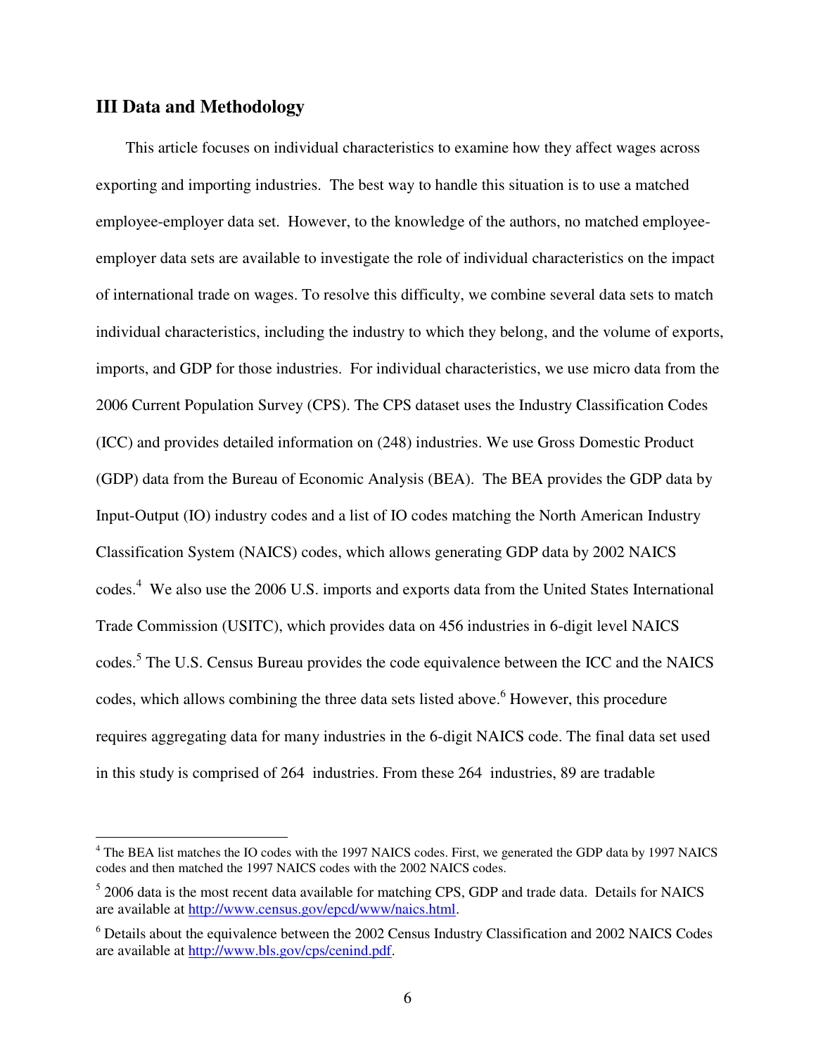## III Data and Methodology

This article focuses on individual characteristics to examine how they affect wages across exporting and importing industries. The best way to handle this situation is to use a matched employee-employer data set. However, to the knowledge of the authors, no matched employee-employer data sets are available to investigate the role of individual characteristics on the impact of international trade on wages. To resolve this difficulty, we combine several data sets to match individual characteristics, including the industry to which they belong, and the volume of exports, imports, and GDP for those industries. For individual characteristics, we use micro data from the 2006 Current Population Survey (CPS). The CPS dataset uses the Industry Classification Codes (ICC) and provides detailed information on (248) industries. We use Gross Domestic Product (GDP) data from the Bureau of Economic Analysis (BEA). The BEA provides the GDP data by Input-Output (IO) industry codes and a list of IO codes matching the North American Industry Classification System (NAICS) codes, which allows generating GDP data by 2002 NAICS codes.[4] We also use the 2006 U.S. imports and exports data from the United States International Trade Commission (USITC), which provides data on 456 industries in 6-digit level NAICS codes.[5] The U.S. Census Bureau provides the code equivalence between the ICC and the NAICS codes, which allows combining the three data sets listed above.[6] However, this procedure requires aggregating data for many industries in the 6-digit NAICS code. The final data set used in this study is comprised of 264 industries. From these 264 industries, 89 are tradable

---

[4] The BEA list matches the IO codes with the 1997 NAICS codes. First, we generated the GDP data by 1997 NAICS codes and then matched the 1997 NAICS codes with the 2002 NAICS codes.

[5] 2006 data is the most recent data available for matching CPS, GDP and trade data. Details for NAICS are available at http://www.census.gov/epcd/www/naics.html.

[6] Details about the equivalence between the 2002 Census Industry Classification and 2002 NAICS Codes are available at http://www.bls.gov/cps/cenind.pdf.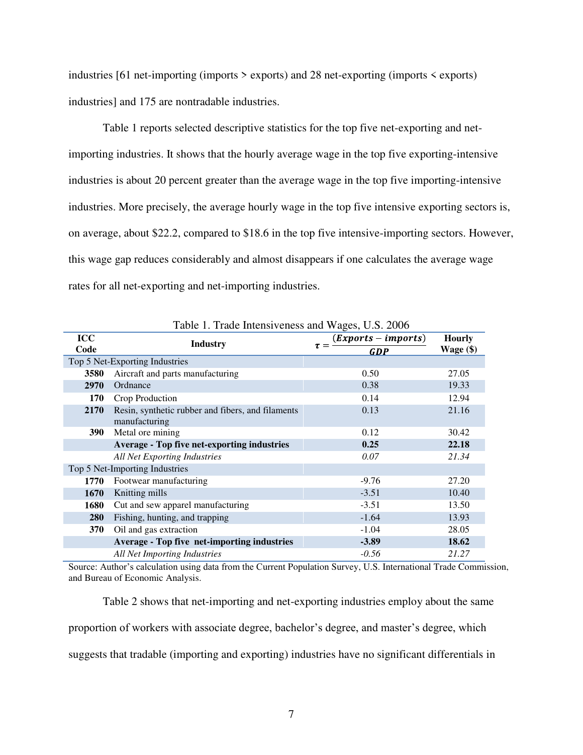industries [61 net-importing (imports > exports) and 28 net-exporting (imports < exports) industries] and 175 are nontradable industries.

Table 1 reports selected descriptive statistics for the top five net-exporting and net-importing industries. It shows that the hourly average wage in the top five exporting-intensive industries is about 20 percent greater than the average wage in the top five importing-intensive industries. More precisely, the average hourly wage in the top five intensive exporting sectors is, on average, about $22.2, compared to $18.6 in the top five intensive-importing sectors. However, this wage gap reduces considerably and almost disappears if one calculates the average wage rates for all net-exporting and net-importing industries.

Table 1. Trade Intensiveness and Wages, U.S. 2006

| ICC Code | Industry | $\tau = \frac{(Exports - imports)}{GDP}$ | Hourly Wage ($) |
|---|---|---|---|
| Top 5 Net-Exporting Industries | | | |
| **3580** | Aircraft and parts manufacturing | 0.50 | 27.05 |
| **2970** | Ordnance | 0.38 | 19.33 |
| **170** | Crop Production | 0.14 | 12.94 |
| **2170** | Resin, synthetic rubber and fibers, and filaments manufacturing | 0.13 | 21.16 |
| **390** | Metal ore mining | 0.12 | 30.42 |
| | **Average - Top five net-exporting industries** | **0.25** | **22.18** |
| | *All Net Exporting Industries* | *0.07* | *21.34* |
| Top 5 Net-Importing Industries | | | |
| **1770** | Footwear manufacturing | -9.76 | 27.20 |
| **1670** | Knitting mills | -3.51 | 10.40 |
| **1680** | Cut and sew apparel manufacturing | -3.51 | 13.50 |
| **280** | Fishing, hunting, and trapping | -1.64 | 13.93 |
| **370** | Oil and gas extraction | -1.04 | 28.05 |
| | **Average - Top five net-importing industries** | **-3.89** | **18.62** |
| | *All Net Importing Industries* | *-0.56* | *21.27* |

Source: Author's calculation using data from the Current Population Survey, U.S. International Trade Commission, and Bureau of Economic Analysis.

Table 2 shows that net-importing and net-exporting industries employ about the same proportion of workers with associate degree, bachelor's degree, and master's degree, which suggests that tradable (importing and exporting) industries have no significant differentials in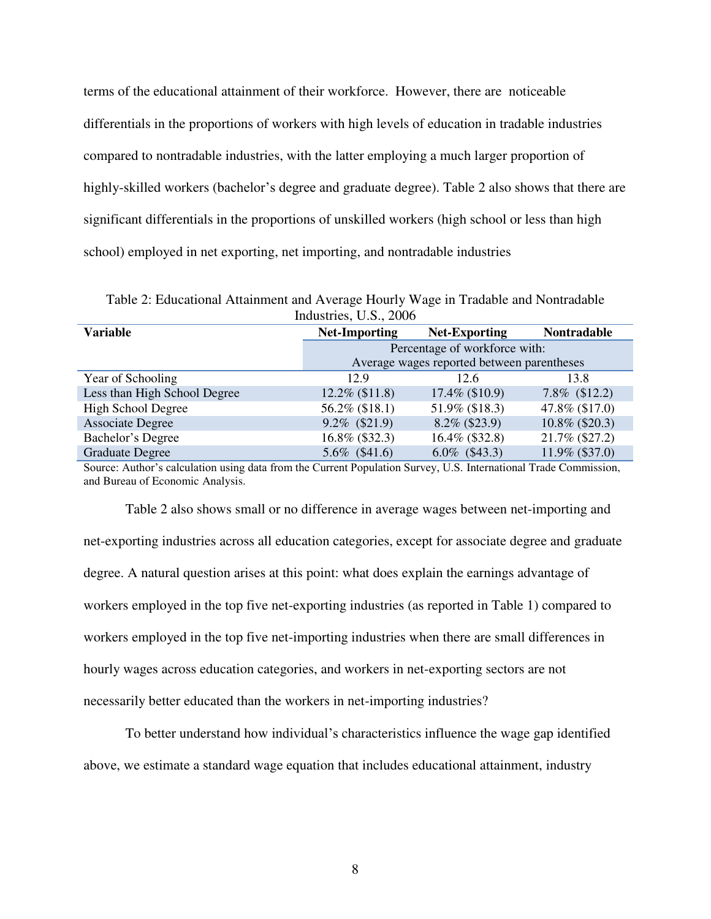terms of the educational attainment of their workforce. However, there are noticeable differentials in the proportions of workers with high levels of education in tradable industries compared to nontradable industries, with the latter employing a much larger proportion of highly-skilled workers (bachelor's degree and graduate degree). Table 2 also shows that there are significant differentials in the proportions of unskilled workers (high school or less than high school) employed in net exporting, net importing, and nontradable industries

Table 2: Educational Attainment and Average Hourly Wage in Tradable and Nontradable Industries, U.S., 2006

| **Variable** | **Net-Importing** | **Net-Exporting** | **Nontradable** |
|---|---|---|---|
| | Percentage of workforce with: Average wages reported between parentheses | | |
| Year of Schooling | 12.9 | 12.6 | 13.8 |
| Less than High School Degree | 12.2% ($11.8) | 17.4% ($10.9) | 7.8% ($12.2) |
| High School Degree | 56.2% ($18.1) | 51.9% ($18.3) | 47.8% ($17.0) |
| Associate Degree | 9.2% ($21.9) | 8.2% ($23.9) | 10.8% ($20.3) |
| Bachelor's Degree | 16.8% ($32.3) | 16.4% ($32.8) | 21.7% ($27.2) |
| Graduate Degree | 5.6% ($41.6) | 6.0% ($43.3) | 11.9% ($37.0) |

Source: Author's calculation using data from the Current Population Survey, U.S. International Trade Commission, and Bureau of Economic Analysis.

Table 2 also shows small or no difference in average wages between net-importing and net-exporting industries across all education categories, except for associate degree and graduate degree. A natural question arises at this point: what does explain the earnings advantage of workers employed in the top five net-exporting industries (as reported in Table 1) compared to workers employed in the top five net-importing industries when there are small differences in hourly wages across education categories, and workers in net-exporting sectors are not necessarily better educated than the workers in net-importing industries?

To better understand how individual's characteristics influence the wage gap identified above, we estimate a standard wage equation that includes educational attainment, industry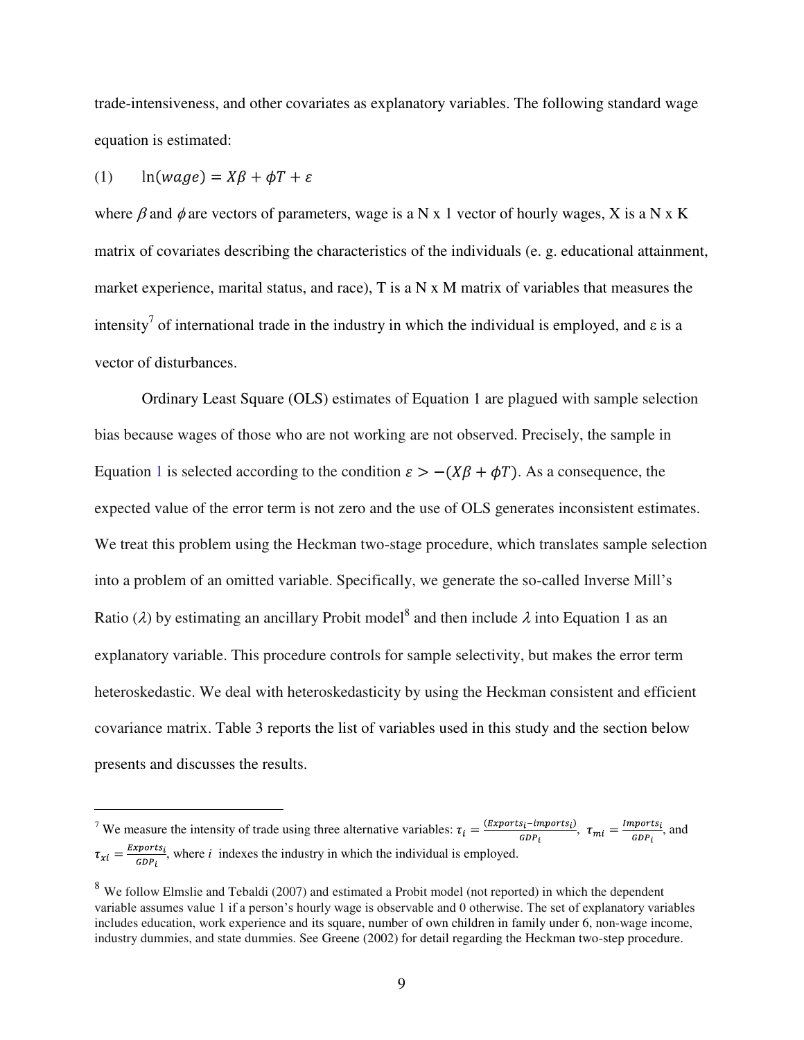trade-intensiveness, and other covariates as explanatory variables. The following standard wage equation is estimated:

$$\text{(1)} \qquad \ln(wage) = X\beta + \phi T + \varepsilon$$

where $\beta$ and $\phi$ are vectors of parameters, wage is a N x 1 vector of hourly wages, X is a N x K matrix of covariates describing the characteristics of the individuals (e. g. educational attainment, market experience, marital status, and race), T is a N x M matrix of variables that measures the intensity[7] of international trade in the industry in which the individual is employed, and ε is a vector of disturbances.

Ordinary Least Square (OLS) estimates of Equation 1 are plagued with sample selection bias because wages of those who are not working are not observed. Precisely, the sample in Equation 1 is selected according to the condition $\varepsilon > -(X\beta + \phi T)$. As a consequence, the expected value of the error term is not zero and the use of OLS generates inconsistent estimates. We treat this problem using the Heckman two-stage procedure, which translates sample selection into a problem of an omitted variable. Specifically, we generate the so-called Inverse Mill's Ratio ($\lambda$) by estimating an ancillary Probit model[8] and then include $\lambda$ into Equation 1 as an explanatory variable. This procedure controls for sample selectivity, but makes the error term heteroskedastic. We deal with heteroskedasticity by using the Heckman consistent and efficient covariance matrix. Table 3 reports the list of variables used in this study and the section below presents and discusses the results.

---

[7] We measure the intensity of trade using three alternative variables: $\tau_i = \frac{(Exports_i - imports_i)}{GDP_i}$, $\tau_{mi} = \frac{Imports_i}{GDP_i}$, and $\tau_{xi} = \frac{Exports_i}{GDP_i}$, where $i$ indexes the industry in which the individual is employed.

[8] We follow Elmslie and Tebaldi (2007) and estimated a Probit model (not reported) in which the dependent variable assumes value 1 if a person's hourly wage is observable and 0 otherwise. The set of explanatory variables includes education, work experience and its square, number of own children in family under 6, non-wage income, industry dummies, and state dummies. See Greene (2002) for detail regarding the Heckman two-step procedure.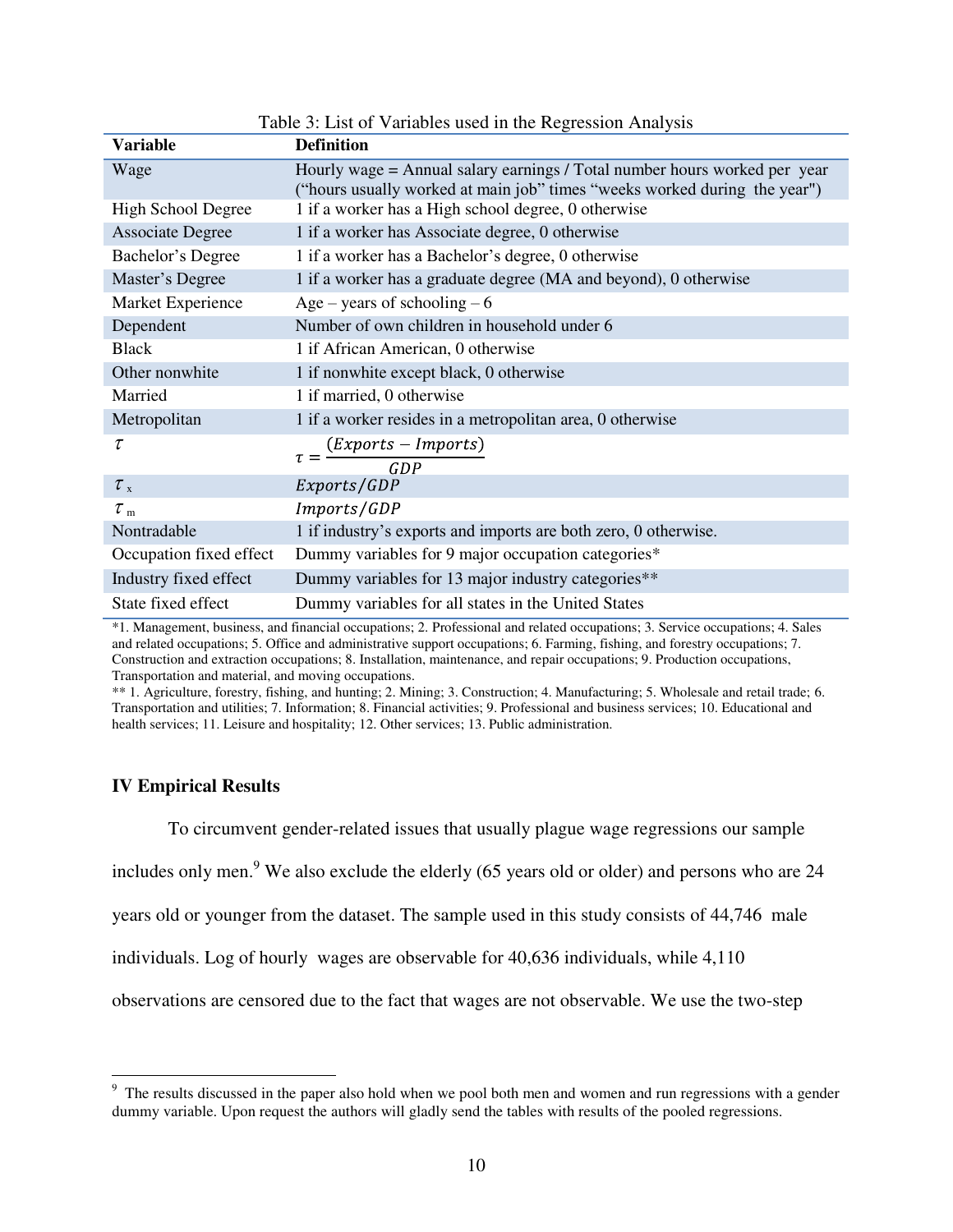Table 3: List of Variables used in the Regression Analysis

| Variable | Definition |
|---|---|
| Wage | Hourly wage = Annual salary earnings / Total number hours worked per year ("hours usually worked at main job" times "weeks worked during the year") |
| High School Degree | 1 if a worker has a High school degree, 0 otherwise |
| Associate Degree | 1 if a worker has Associate degree, 0 otherwise |
| Bachelor's Degree | 1 if a worker has a Bachelor's degree, 0 otherwise |
| Master's Degree | 1 if a worker has a graduate degree (MA and beyond), 0 otherwise |
| Market Experience | Age – years of schooling – 6 |
| Dependent | Number of own children in household under 6 |
| Black | 1 if African American, 0 otherwise |
| Other nonwhite | 1 if nonwhite except black, 0 otherwise |
| Married | 1 if married, 0 otherwise |
| Metropolitan | 1 if a worker resides in a metropolitan area, 0 otherwise |
| $\tau$ | $\tau = \frac{(Exports - Imports)}{GDP}$ |
| $\tau_x$ | $Exports/GDP$ |
| $\tau_m$ | $Imports/GDP$ |
| Nontradable | 1 if industry's exports and imports are both zero, 0 otherwise. |
| Occupation fixed effect | Dummy variables for 9 major occupation categories* |
| Industry fixed effect | Dummy variables for 13 major industry categories** |
| State fixed effect | Dummy variables for all states in the United States |

*1. Management, business, and financial occupations; 2. Professional and related occupations; 3. Service occupations; 4. Sales and related occupations; 5. Office and administrative support occupations; 6. Farming, fishing, and forestry occupations; 7. Construction and extraction occupations; 8. Installation, maintenance, and repair occupations; 9. Production occupations, Transportation and material, and moving occupations.

** 1. Agriculture, forestry, fishing, and hunting; 2. Mining; 3. Construction; 4. Manufacturing; 5. Wholesale and retail trade; 6. Transportation and utilities; 7. Information; 8. Financial activities; 9. Professional and business services; 10. Educational and health services; 11. Leisure and hospitality; 12. Other services; 13. Public administration.

## IV Empirical Results

To circumvent gender-related issues that usually plague wage regressions our sample includes only men.[9] We also exclude the elderly (65 years old or older) and persons who are 24 years old or younger from the dataset. The sample used in this study consists of 44,746 male individuals. Log of hourly wages are observable for 40,636 individuals, while 4,110 observations are censored due to the fact that wages are not observable. We use the two-step

[9] The results discussed in the paper also hold when we pool both men and women and run regressions with a gender dummy variable. Upon request the authors will gladly send the tables with results of the pooled regressions.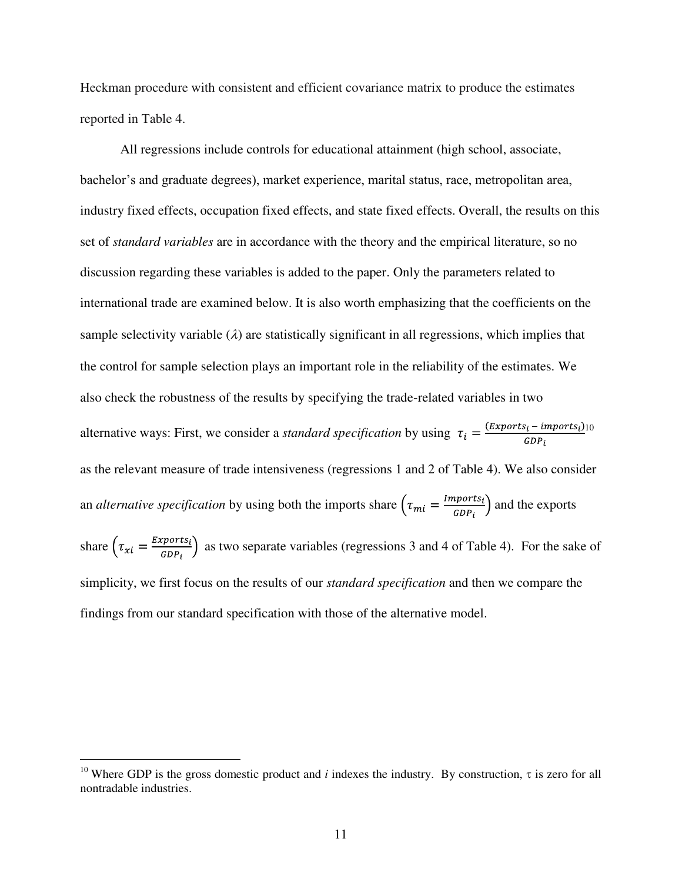Heckman procedure with consistent and efficient covariance matrix to produce the estimates reported in Table 4.

All regressions include controls for educational attainment (high school, associate, bachelor's and graduate degrees), market experience, marital status, race, metropolitan area, industry fixed effects, occupation fixed effects, and state fixed effects. Overall, the results on this set of *standard variables* are in accordance with the theory and the empirical literature, so no discussion regarding these variables is added to the paper. Only the parameters related to international trade are examined below. It is also worth emphasizing that the coefficients on the sample selectivity variable ($\lambda$) are statistically significant in all regressions, which implies that the control for sample selection plays an important role in the reliability of the estimates. We also check the robustness of the results by specifying the trade-related variables in two alternative ways: First, we consider a *standard specification* by using $\tau_i = \frac{(Exports_i - imports_i)}{GDP_i}$[10] as the relevant measure of trade intensiveness (regressions 1 and 2 of Table 4). We also consider an *alternative specification* by using both the imports share $\left(\tau_{mi} = \frac{Imports_i}{GDP_i}\right)$ and the exports share $\left(\tau_{xi} = \frac{Exports_i}{GDP_i}\right)$ as two separate variables (regressions 3 and 4 of Table 4). For the sake of simplicity, we first focus on the results of our *standard specification* and then we compare the findings from our standard specification with those of the alternative model.

---

[10] Where GDP is the gross domestic product and *i* indexes the industry. By construction, $\tau$ is zero for all nontradable industries.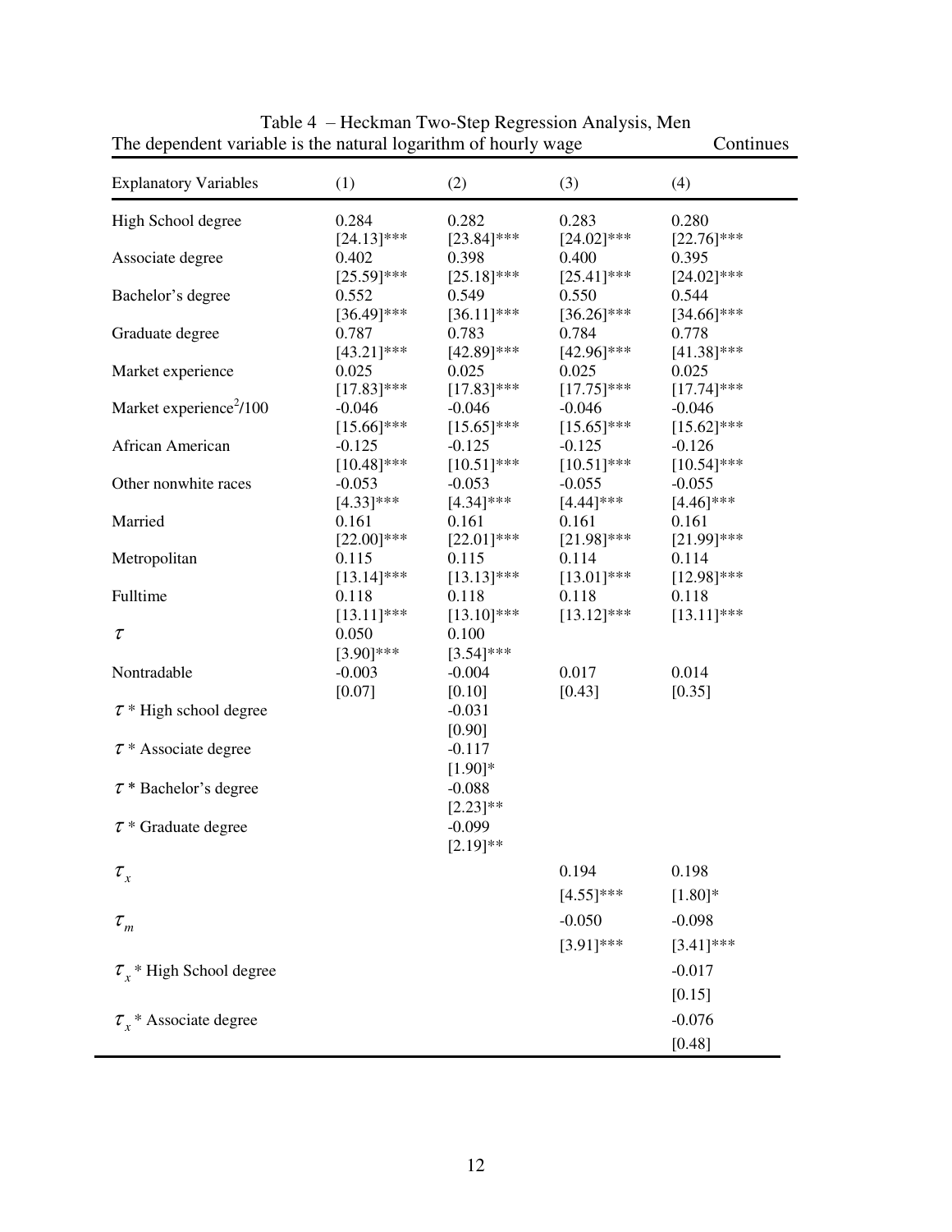Table 4 – Heckman Two-Step Regression Analysis, Men

The dependent variable is the natural logarithm of hourly wage — Continues

| Explanatory Variables | (1) | (2) | (3) | (4) |
|---|---|---|---|---|
| High School degree | 0.284 | 0.282 | 0.283 | 0.280 |
| | [24.13]*** | [23.84]*** | [24.02]*** | [22.76]*** |
| Associate degree | 0.402 | 0.398 | 0.400 | 0.395 |
| | [25.59]*** | [25.18]*** | [25.41]*** | [24.02]*** |
| Bachelor's degree | 0.552 | 0.549 | 0.550 | 0.544 |
| | [36.49]*** | [36.11]*** | [36.26]*** | [34.66]*** |
| Graduate degree | 0.787 | 0.783 | 0.784 | 0.778 |
| | [43.21]*** | [42.89]*** | [42.96]*** | [41.38]*** |
| Market experience | 0.025 | 0.025 | 0.025 | 0.025 |
| | [17.83]*** | [17.83]*** | [17.75]*** | [17.74]*** |
| Market experience$^2$/100 | -0.046 | -0.046 | -0.046 | -0.046 |
| | [15.66]*** | [15.65]*** | [15.65]*** | [15.62]*** |
| African American | -0.125 | -0.125 | -0.125 | -0.126 |
| | [10.48]*** | [10.51]*** | [10.51]*** | [10.54]*** |
| Other nonwhite races | -0.053 | -0.053 | -0.055 | -0.055 |
| | [4.33]*** | [4.34]*** | [4.44]*** | [4.46]*** |
| Married | 0.161 | 0.161 | 0.161 | 0.161 |
| | [22.00]*** | [22.01]*** | [21.98]*** | [21.99]*** |
| Metropolitan | 0.115 | 0.115 | 0.114 | 0.114 |
| | [13.14]*** | [13.13]*** | [13.01]*** | [12.98]*** |
| Fulltime | 0.118 | 0.118 | 0.118 | 0.118 |
| | [13.11]*** | [13.10]*** | [13.12]*** | [13.11]*** |
| $\tau$ | 0.050 | 0.100 | | |
| | [3.90]*** | [3.54]*** | | |
| Nontradable | -0.003 | -0.004 | 0.017 | 0.014 |
| | [0.07] | [0.10] | [0.43] | [0.35] |
| $\tau$ * High school degree | | -0.031 | | |
| | | [0.90] | | |
| $\tau$ * Associate degree | | -0.117 | | |
| | | [1.90]* | | |
| $\tau$ * Bachelor's degree | | -0.088 | | |
| | | [2.23]** | | |
| $\tau$ * Graduate degree | | -0.099 | | |
| | | [2.19]** | | |
| $\tau_x$ | | | 0.194 | 0.198 |
| | | | [4.55]*** | [1.80]* |
| $\tau_m$ | | | -0.050 | -0.098 |
| | | | [3.91]*** | [3.41]*** |
| $\tau_x$ * High School degree | | | | -0.017 |
| | | | | [0.15] |
| $\tau_x$ * Associate degree | | | | -0.076 |
| | | | | [0.48] |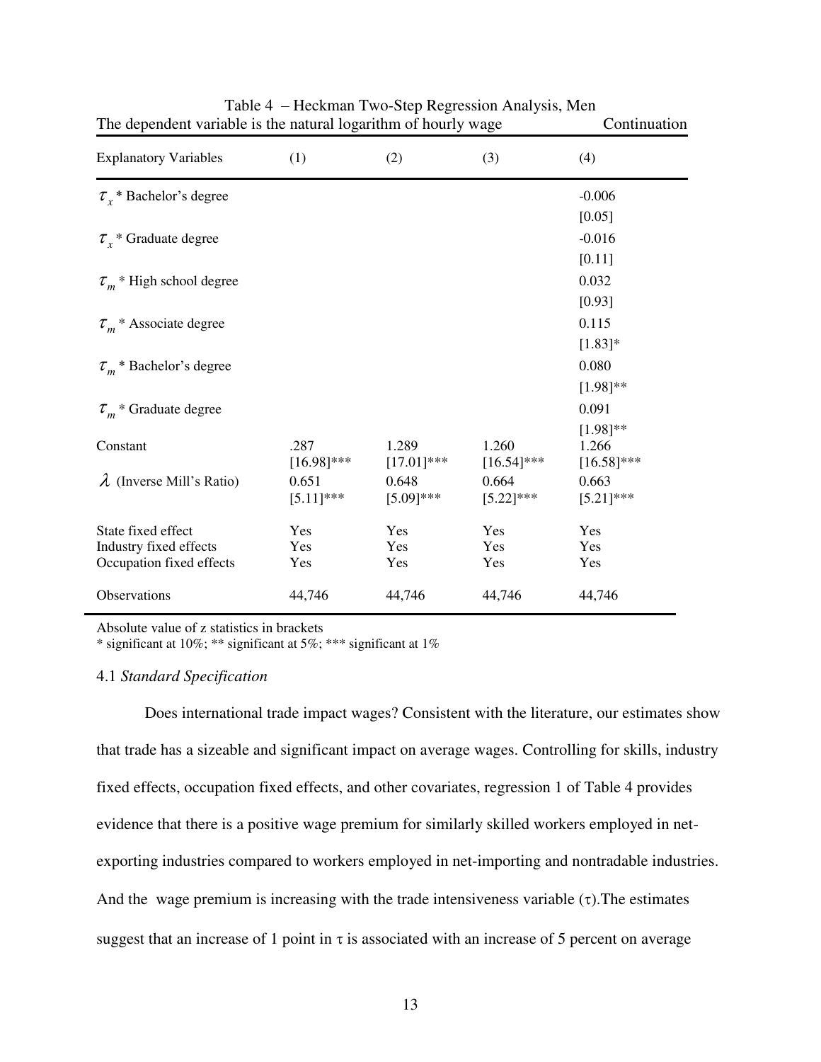Table 4 – Heckman Two-Step Regression Analysis, Men

The dependent variable is the natural logarithm of hourly wage — Continuation

| Explanatory Variables | (1) | (2) | (3) | (4) |
|---|---|---|---|---|
| $\tau_x$ * Bachelor's degree | | | | -0.006 |
| | | | | [0.05] |
| $\tau_x$ * Graduate degree | | | | -0.016 |
| | | | | [0.11] |
| $\tau_m$ * High school degree | | | | 0.032 |
| | | | | [0.93] |
| $\tau_m$ * Associate degree | | | | 0.115 |
| | | | | [1.83]* |
| $\tau_m$ * Bachelor's degree | | | | 0.080 |
| | | | | [1.98]** |
| $\tau_m$ * Graduate degree | | | | 0.091 |
| | | | | [1.98]** |
| Constant | .287 | 1.289 | 1.260 | 1.266 |
| | [16.98]*** | [17.01]*** | [16.54]*** | [16.58]*** |
| $\lambda$ (Inverse Mill's Ratio) | 0.651 | 0.648 | 0.664 | 0.663 |
| | [5.11]*** | [5.09]*** | [5.22]*** | [5.21]*** |
| State fixed effect | Yes | Yes | Yes | Yes |
| Industry fixed effects | Yes | Yes | Yes | Yes |
| Occupation fixed effects | Yes | Yes | Yes | Yes |
| Observations | 44,746 | 44,746 | 44,746 | 44,746 |

Absolute value of z statistics in brackets
* significant at 10%; ** significant at 5%; *** significant at 1%

### 4.1 *Standard Specification*

Does international trade impact wages? Consistent with the literature, our estimates show that trade has a sizeable and significant impact on average wages. Controlling for skills, industry fixed effects, occupation fixed effects, and other covariates, regression 1 of Table 4 provides evidence that there is a positive wage premium for similarly skilled workers employed in net-exporting industries compared to workers employed in net-importing and nontradable industries. And the wage premium is increasing with the trade intensiveness variable ($\tau$).The estimates suggest that an increase of 1 point in $\tau$ is associated with an increase of 5 percent on average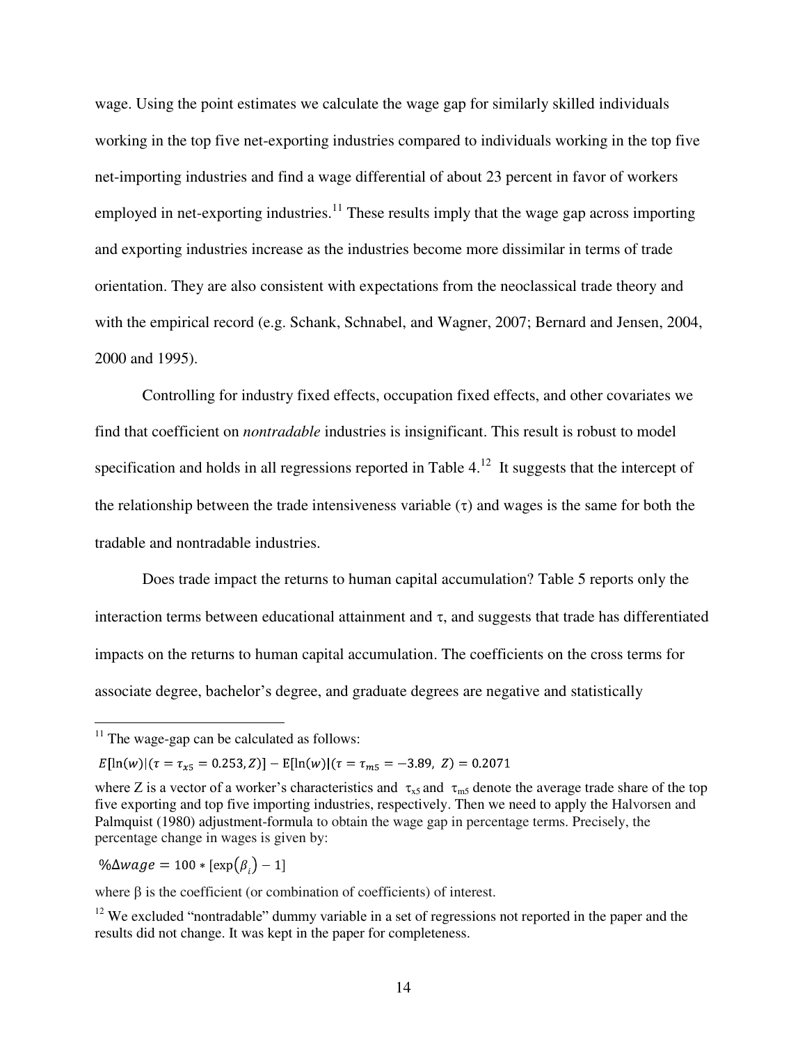wage. Using the point estimates we calculate the wage gap for similarly skilled individuals working in the top five net-exporting industries compared to individuals working in the top five net-importing industries and find a wage differential of about 23 percent in favor of workers employed in net-exporting industries.[11] These results imply that the wage gap across importing and exporting industries increase as the industries become more dissimilar in terms of trade orientation. They are also consistent with expectations from the neoclassical trade theory and with the empirical record (e.g. Schank, Schnabel, and Wagner, 2007; Bernard and Jensen, 2004, 2000 and 1995).

Controlling for industry fixed effects, occupation fixed effects, and other covariates we find that coefficient on *nontradable* industries is insignificant. This result is robust to model specification and holds in all regressions reported in Table 4.[12] It suggests that the intercept of the relationship between the trade intensiveness variable ($\tau$) and wages is the same for both the tradable and nontradable industries.

Does trade impact the returns to human capital accumulation? Table 5 reports only the interaction terms between educational attainment and $\tau$, and suggests that trade has differentiated impacts on the returns to human capital accumulation. The coefficients on the cross terms for associate degree, bachelor's degree, and graduate degrees are negative and statistically

---

[11] The wage-gap can be calculated as follows:

$$E[\ln(w)|(\tau = \tau_{x5} = 0.253, Z)] - \mathrm{E}[\ln(w)|(\tau = \tau_{m5} = -3.89,\ Z) = 0.2071$$

where Z is a vector of a worker's characteristics and $\tau_{x5}$ and $\tau_{m5}$ denote the average trade share of the top five exporting and top five importing industries, respectively. Then we need to apply the Halvorsen and Palmquist (1980) adjustment-formula to obtain the wage gap in percentage terms. Precisely, the percentage change in wages is given by:

$$\%\Delta wage = 100 * [\exp(\beta_i) - 1]$$

where $\beta$ is the coefficient (or combination of coefficients) of interest.

[12] We excluded "nontradable" dummy variable in a set of regressions not reported in the paper and the results did not change. It was kept in the paper for completeness.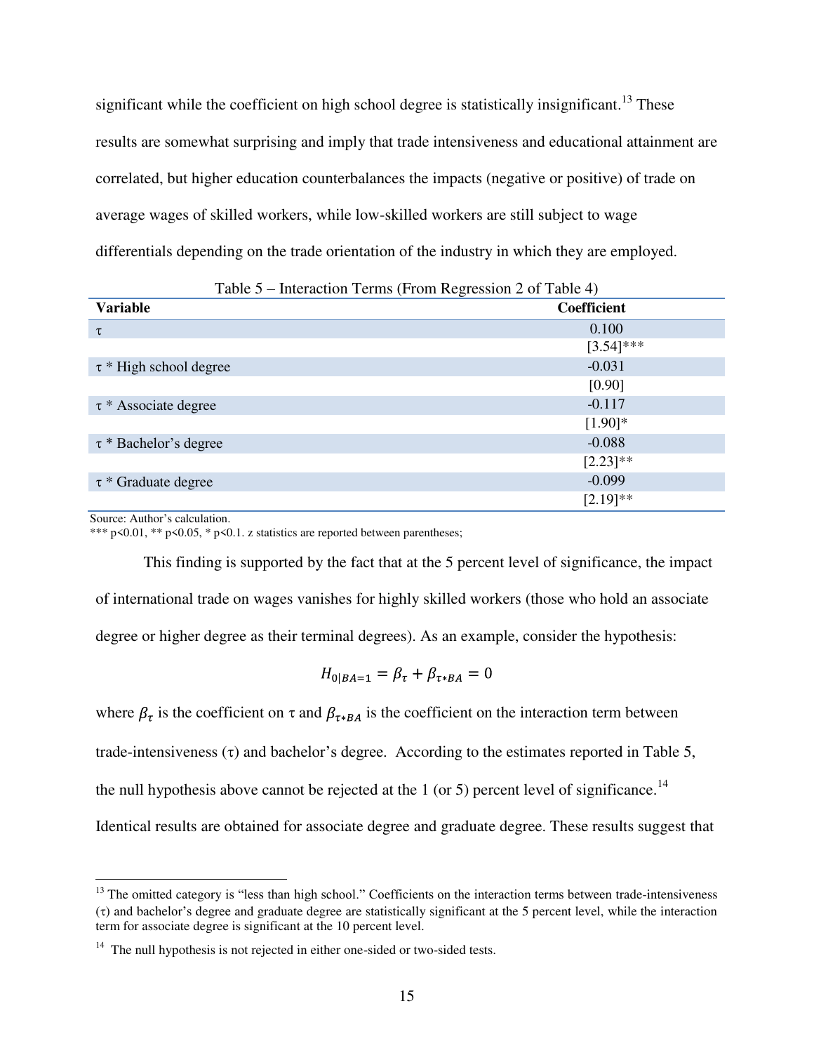significant while the coefficient on high school degree is statistically insignificant.[13] These results are somewhat surprising and imply that trade intensiveness and educational attainment are correlated, but higher education counterbalances the impacts (negative or positive) of trade on average wages of skilled workers, while low-skilled workers are still subject to wage differentials depending on the trade orientation of the industry in which they are employed.

Table 5 – Interaction Terms (From Regression 2 of Table 4)

| Variable | Coefficient |
|---|---|
| τ | 0.100 |
| | [3.54]*** |
| τ * High school degree | -0.031 |
| | [0.90] |
| τ * Associate degree | -0.117 |
| | [1.90]* |
| τ * Bachelor's degree | -0.088 |
| | [2.23]** |
| τ * Graduate degree | -0.099 |
| | [2.19]** |

Source: Author's calculation.
*** p<0.01, ** p<0.05, * p<0.1. z statistics are reported between parentheses;

This finding is supported by the fact that at the 5 percent level of significance, the impact of international trade on wages vanishes for highly skilled workers (those who hold an associate degree or higher degree as their terminal degrees). As an example, consider the hypothesis:

$$H_{0|BA=1} = \beta_\tau + \beta_{\tau * BA} = 0$$

where $\beta_\tau$ is the coefficient on τ and $\beta_{\tau * BA}$ is the coefficient on the interaction term between trade-intensiveness (τ) and bachelor's degree. According to the estimates reported in Table 5, the null hypothesis above cannot be rejected at the 1 (or 5) percent level of significance.[14] Identical results are obtained for associate degree and graduate degree. These results suggest that

[13] The omitted category is "less than high school." Coefficients on the interaction terms between trade-intensiveness (τ) and bachelor's degree and graduate degree are statistically significant at the 5 percent level, while the interaction term for associate degree is significant at the 10 percent level.

[14] The null hypothesis is not rejected in either one-sided or two-sided tests.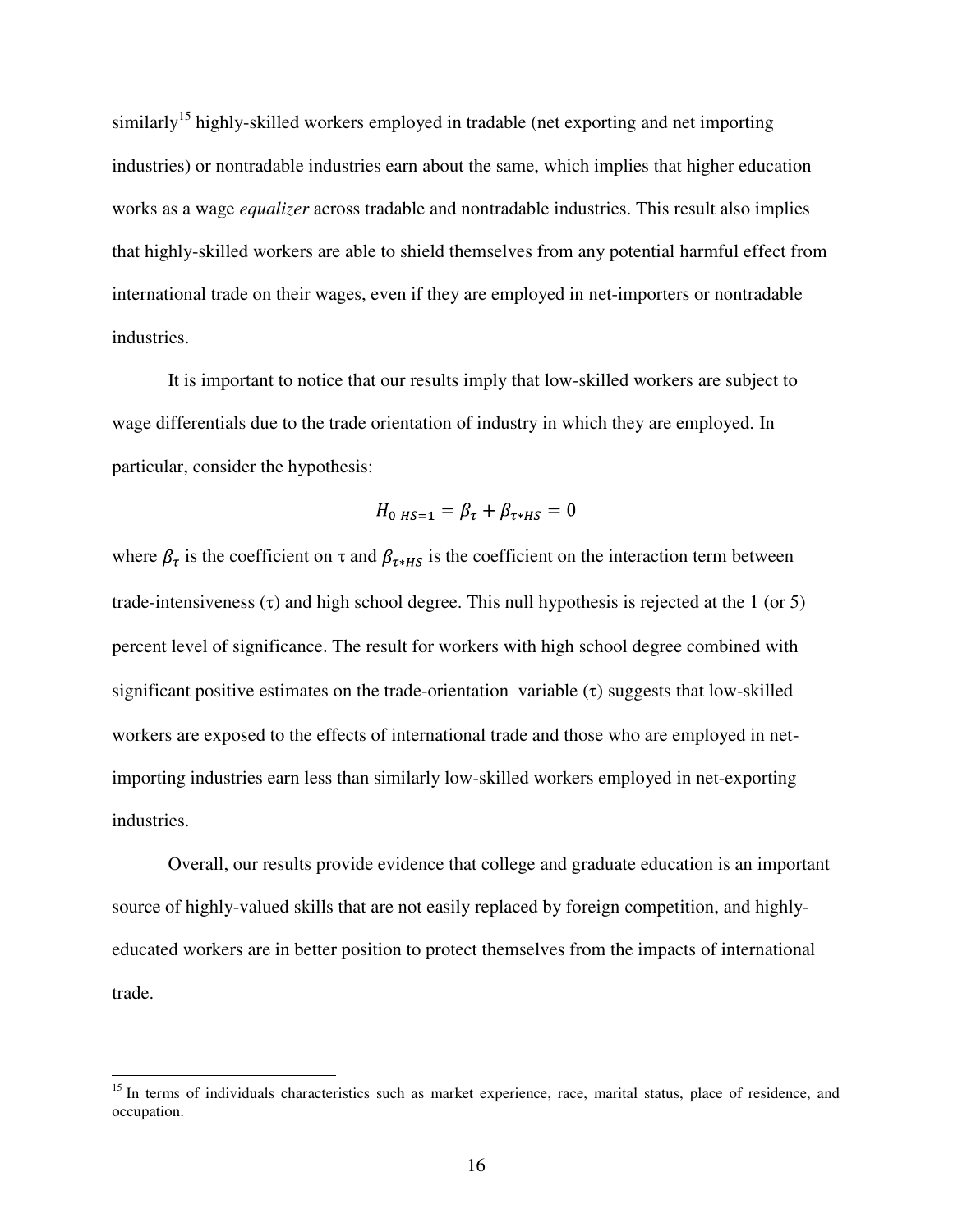similarly[15] highly-skilled workers employed in tradable (net exporting and net importing industries) or nontradable industries earn about the same, which implies that higher education works as a wage *equalizer* across tradable and nontradable industries. This result also implies that highly-skilled workers are able to shield themselves from any potential harmful effect from international trade on their wages, even if they are employed in net-importers or nontradable industries.

It is important to notice that our results imply that low-skilled workers are subject to wage differentials due to the trade orientation of industry in which they are employed. In particular, consider the hypothesis:

$$H_{0|HS=1} = \beta_{\tau} + \beta_{\tau*HS} = 0$$

where $\beta_{\tau}$ is the coefficient on $\tau$ and $\beta_{\tau*HS}$ is the coefficient on the interaction term between trade-intensiveness ($\tau$) and high school degree. This null hypothesis is rejected at the 1 (or 5) percent level of significance. The result for workers with high school degree combined with significant positive estimates on the trade-orientation variable ($\tau$) suggests that low-skilled workers are exposed to the effects of international trade and those who are employed in net-importing industries earn less than similarly low-skilled workers employed in net-exporting industries.

Overall, our results provide evidence that college and graduate education is an important source of highly-valued skills that are not easily replaced by foreign competition, and highly-educated workers are in better position to protect themselves from the impacts of international trade.

---

[15] In terms of individuals characteristics such as market experience, race, marital status, place of residence, and occupation.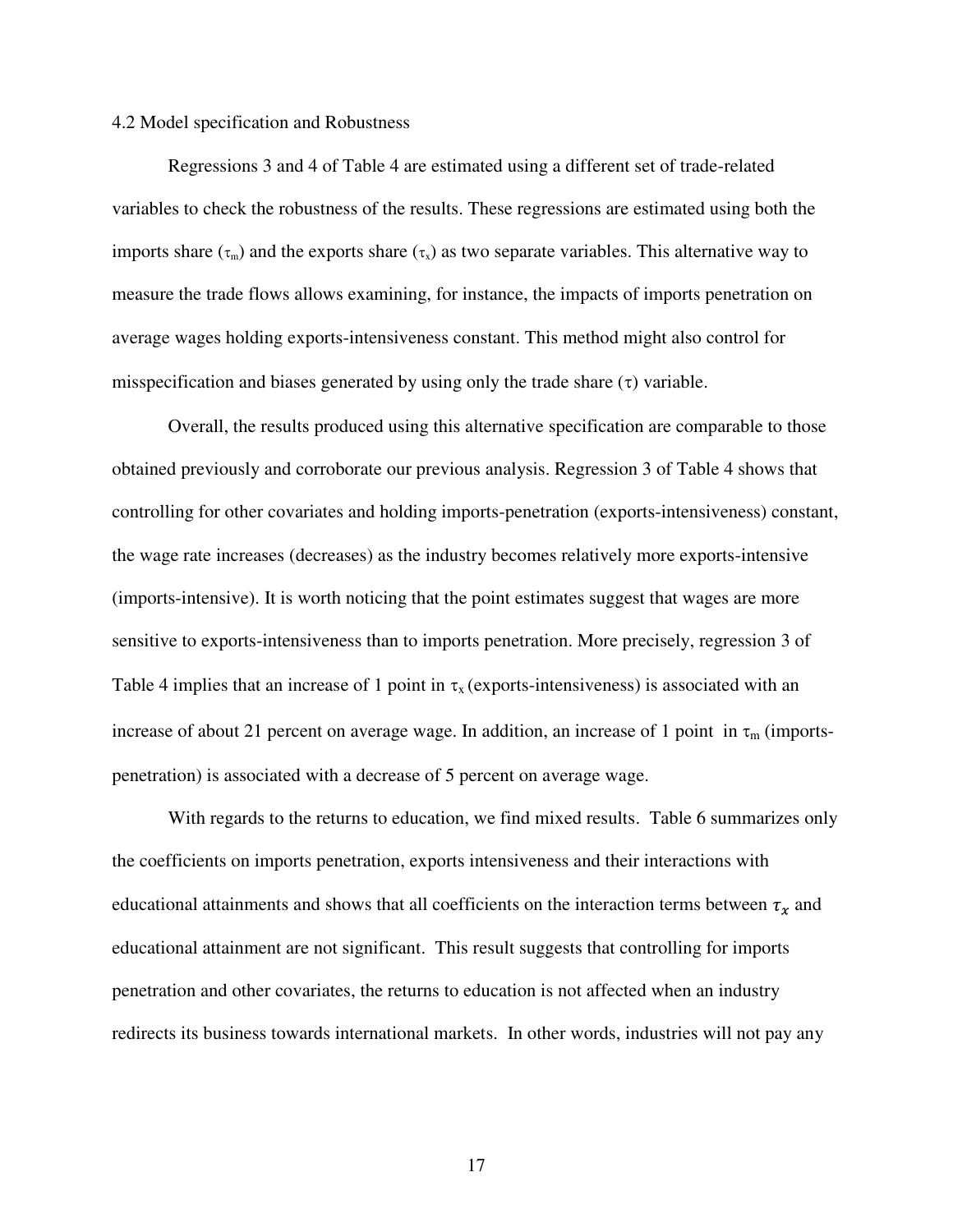4.2 Model specification and Robustness

Regressions 3 and 4 of Table 4 are estimated using a different set of trade-related variables to check the robustness of the results. These regressions are estimated using both the imports share ($\tau_m$) and the exports share ($\tau_x$) as two separate variables. This alternative way to measure the trade flows allows examining, for instance, the impacts of imports penetration on average wages holding exports-intensiveness constant. This method might also control for misspecification and biases generated by using only the trade share ($\tau$) variable.

Overall, the results produced using this alternative specification are comparable to those obtained previously and corroborate our previous analysis. Regression 3 of Table 4 shows that controlling for other covariates and holding imports-penetration (exports-intensiveness) constant, the wage rate increases (decreases) as the industry becomes relatively more exports-intensive (imports-intensive). It is worth noticing that the point estimates suggest that wages are more sensitive to exports-intensiveness than to imports penetration. More precisely, regression 3 of Table 4 implies that an increase of 1 point in $\tau_x$ (exports-intensiveness) is associated with an increase of about 21 percent on average wage. In addition, an increase of 1 point in $\tau_m$ (imports-penetration) is associated with a decrease of 5 percent on average wage.

With regards to the returns to education, we find mixed results. Table 6 summarizes only the coefficients on imports penetration, exports intensiveness and their interactions with educational attainments and shows that all coefficients on the interaction terms between $\tau_x$ and educational attainment are not significant. This result suggests that controlling for imports penetration and other covariates, the returns to education is not affected when an industry redirects its business towards international markets. In other words, industries will not pay any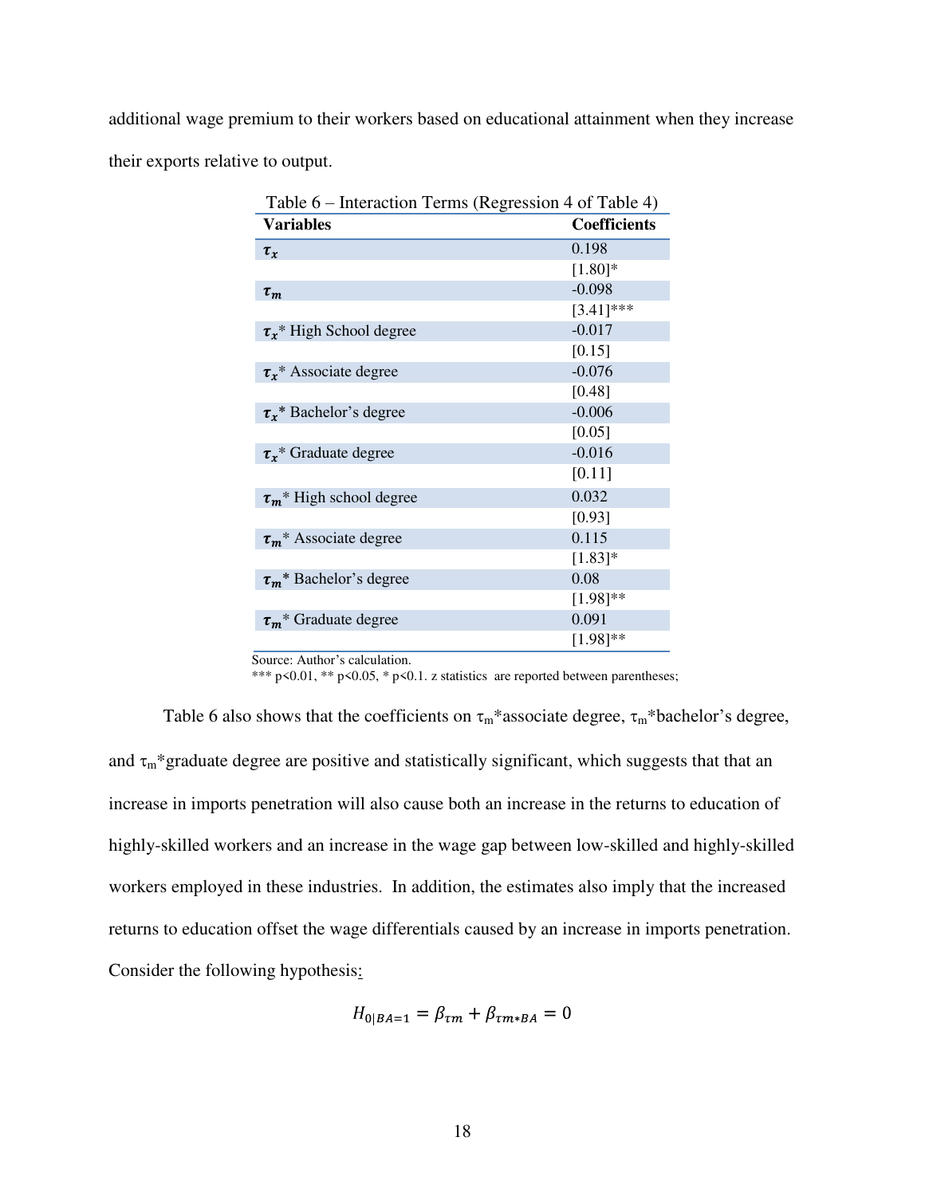additional wage premium to their workers based on educational attainment when they increase their exports relative to output.

Table 6 – Interaction Terms (Regression 4 of Table 4)

| Variables | Coefficients |
|---|---|
| $\tau_x$ | 0.198 |
| | [1.80]* |
| $\tau_m$ | -0.098 |
| | [3.41]*** |
| $\tau_x$* High School degree | -0.017 |
| | [0.15] |
| $\tau_x$* Associate degree | -0.076 |
| | [0.48] |
| $\tau_x$* Bachelor's degree | -0.006 |
| | [0.05] |
| $\tau_x$* Graduate degree | -0.016 |
| | [0.11] |
| $\tau_m$* High school degree | 0.032 |
| | [0.93] |
| $\tau_m$* Associate degree | 0.115 |
| | [1.83]* |
| $\tau_m$* Bachelor's degree | 0.08 |
| | [1.98]** |
| $\tau_m$* Graduate degree | 0.091 |
| | [1.98]** |

Source: Author's calculation.
*** p<0.01, ** p<0.05, * p<0.1. z statistics are reported between parentheses;

Table 6 also shows that the coefficients on $\tau_m$*associate degree, $\tau_m$*bachelor's degree, and $\tau_m$*graduate degree are positive and statistically significant, which suggests that that an increase in imports penetration will also cause both an increase in the returns to education of highly-skilled workers and an increase in the wage gap between low-skilled and highly-skilled workers employed in these industries. In addition, the estimates also imply that the increased returns to education offset the wage differentials caused by an increase in imports penetration. Consider the following hypothesis:

$$H_{0|BA=1} = \beta_{\tau m} + \beta_{\tau m*BA} = 0$$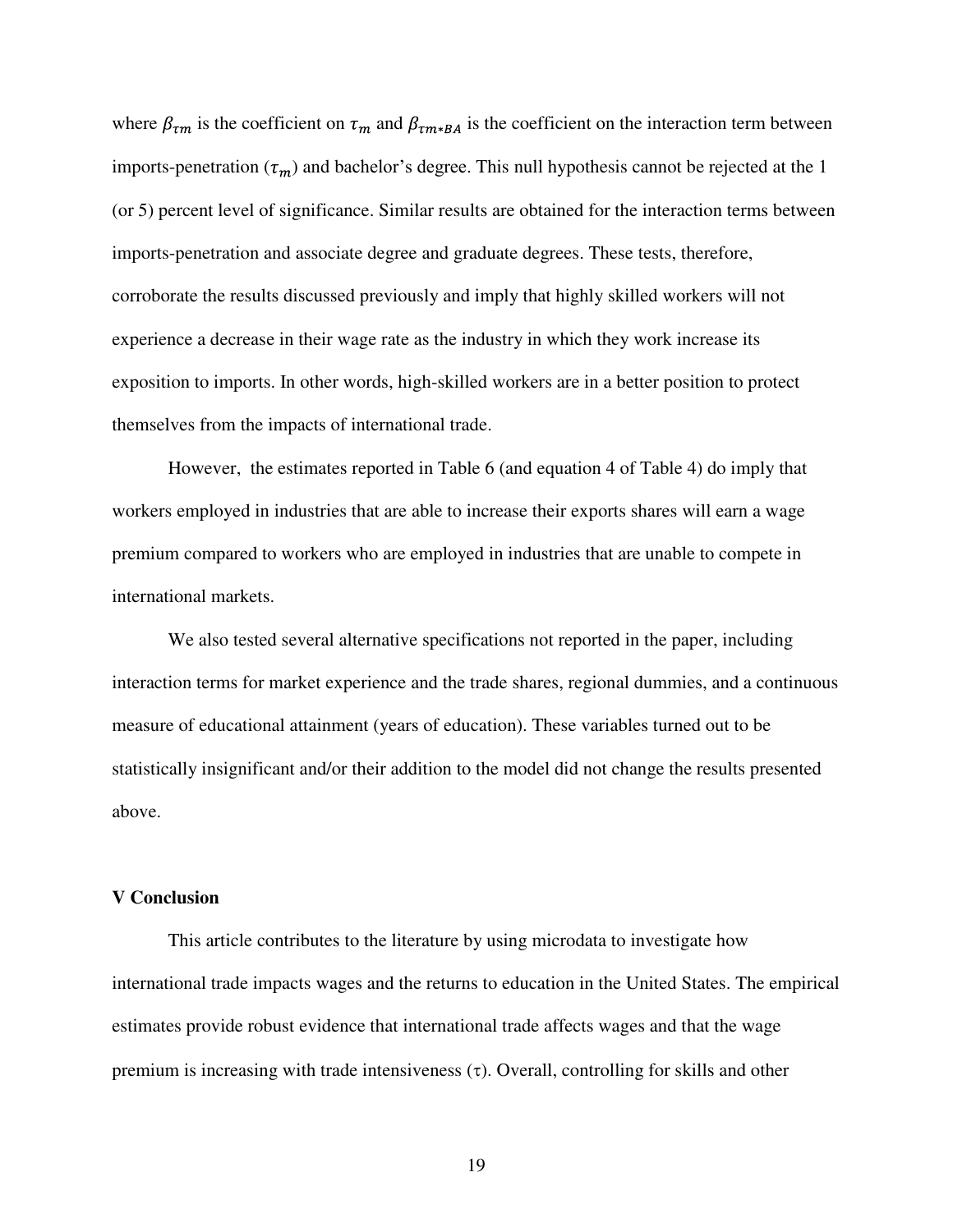where $\beta_{\tau m}$ is the coefficient on $\tau_m$ and $\beta_{\tau m*BA}$ is the coefficient on the interaction term between imports-penetration ($\tau_m$) and bachelor's degree. This null hypothesis cannot be rejected at the 1 (or 5) percent level of significance. Similar results are obtained for the interaction terms between imports-penetration and associate degree and graduate degrees. These tests, therefore, corroborate the results discussed previously and imply that highly skilled workers will not experience a decrease in their wage rate as the industry in which they work increase its exposition to imports. In other words, high-skilled workers are in a better position to protect themselves from the impacts of international trade.

However, the estimates reported in Table 6 (and equation 4 of Table 4) do imply that workers employed in industries that are able to increase their exports shares will earn a wage premium compared to workers who are employed in industries that are unable to compete in international markets.

We also tested several alternative specifications not reported in the paper, including interaction terms for market experience and the trade shares, regional dummies, and a continuous measure of educational attainment (years of education). These variables turned out to be statistically insignificant and/or their addition to the model did not change the results presented above.

## V Conclusion

This article contributes to the literature by using microdata to investigate how international trade impacts wages and the returns to education in the United States. The empirical estimates provide robust evidence that international trade affects wages and that the wage premium is increasing with trade intensiveness ($\tau$). Overall, controlling for skills and other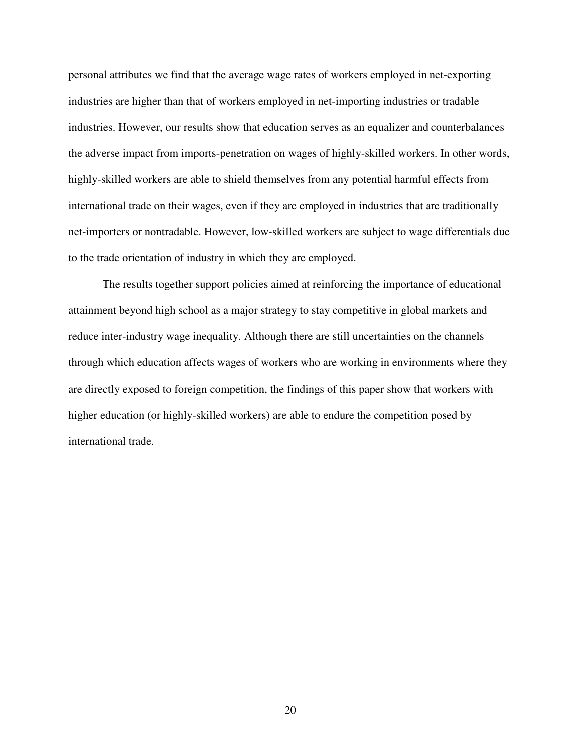personal attributes we find that the average wage rates of workers employed in net-exporting industries are higher than that of workers employed in net-importing industries or tradable industries. However, our results show that education serves as an equalizer and counterbalances the adverse impact from imports-penetration on wages of highly-skilled workers. In other words, highly-skilled workers are able to shield themselves from any potential harmful effects from international trade on their wages, even if they are employed in industries that are traditionally net-importers or nontradable. However, low-skilled workers are subject to wage differentials due to the trade orientation of industry in which they are employed.

The results together support policies aimed at reinforcing the importance of educational attainment beyond high school as a major strategy to stay competitive in global markets and reduce inter-industry wage inequality. Although there are still uncertainties on the channels through which education affects wages of workers who are working in environments where they are directly exposed to foreign competition, the findings of this paper show that workers with higher education (or highly-skilled workers) are able to endure the competition posed by international trade.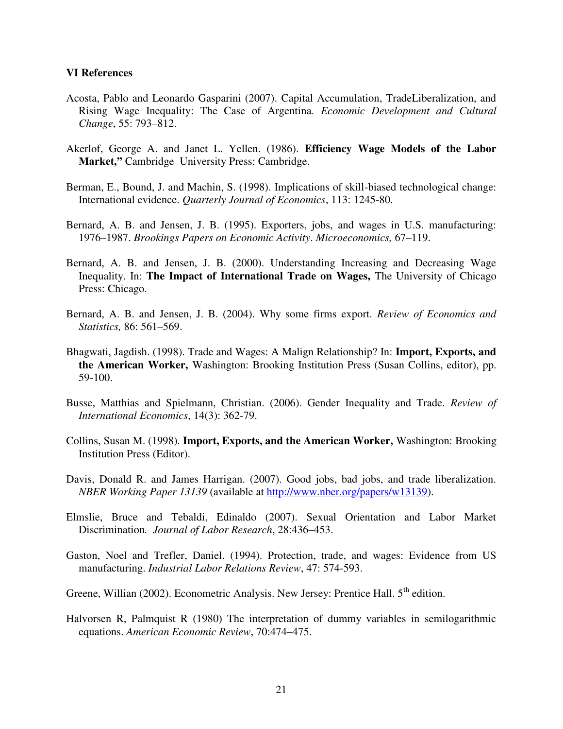### VI References

Acosta, Pablo and Leonardo Gasparini (2007). Capital Accumulation, TradeLiberalization, and Rising Wage Inequality: The Case of Argentina. *Economic Development and Cultural Change*, 55: 793–812.

Akerlof, George A. and Janet L. Yellen. (1986). **Efficiency Wage Models of the Labor Market,"** Cambridge University Press: Cambridge.

Berman, E., Bound, J. and Machin, S. (1998). Implications of skill-biased technological change: International evidence. *Quarterly Journal of Economics*, 113: 1245-80.

Bernard, A. B. and Jensen, J. B. (1995). Exporters, jobs, and wages in U.S. manufacturing: 1976–1987. *Brookings Papers on Economic Activity. Microeconomics,* 67–119.

Bernard, A. B. and Jensen, J. B. (2000). Understanding Increasing and Decreasing Wage Inequality. In: **The Impact of International Trade on Wages,** The University of Chicago Press: Chicago.

Bernard, A. B. and Jensen, J. B. (2004). Why some firms export. *Review of Economics and Statistics,* 86: 561–569.

Bhagwati, Jagdish. (1998). Trade and Wages: A Malign Relationship? In: **Import, Exports, and the American Worker,** Washington: Brooking Institution Press (Susan Collins, editor), pp. 59-100.

Busse, Matthias and Spielmann, Christian. (2006). Gender Inequality and Trade. *Review of International Economics*, 14(3): 362-79.

Collins, Susan M. (1998). **Import, Exports, and the American Worker,** Washington: Brooking Institution Press (Editor).

Davis, Donald R. and James Harrigan. (2007). Good jobs, bad jobs, and trade liberalization. *NBER Working Paper 13139* (available at http://www.nber.org/papers/w13139).

Elmslie, Bruce and Tebaldi, Edinaldo (2007). Sexual Orientation and Labor Market Discrimination*.* *Journal of Labor Research*, 28:436–453.

Gaston, Noel and Trefler, Daniel. (1994). Protection, trade, and wages: Evidence from US manufacturing. *Industrial Labor Relations Review*, 47: 574-593.

Greene, Willian (2002). Econometric Analysis. New Jersey: Prentice Hall. 5th edition.

Halvorsen R, Palmquist R (1980) The interpretation of dummy variables in semilogarithmic equations. *American Economic Review*, 70:474–475.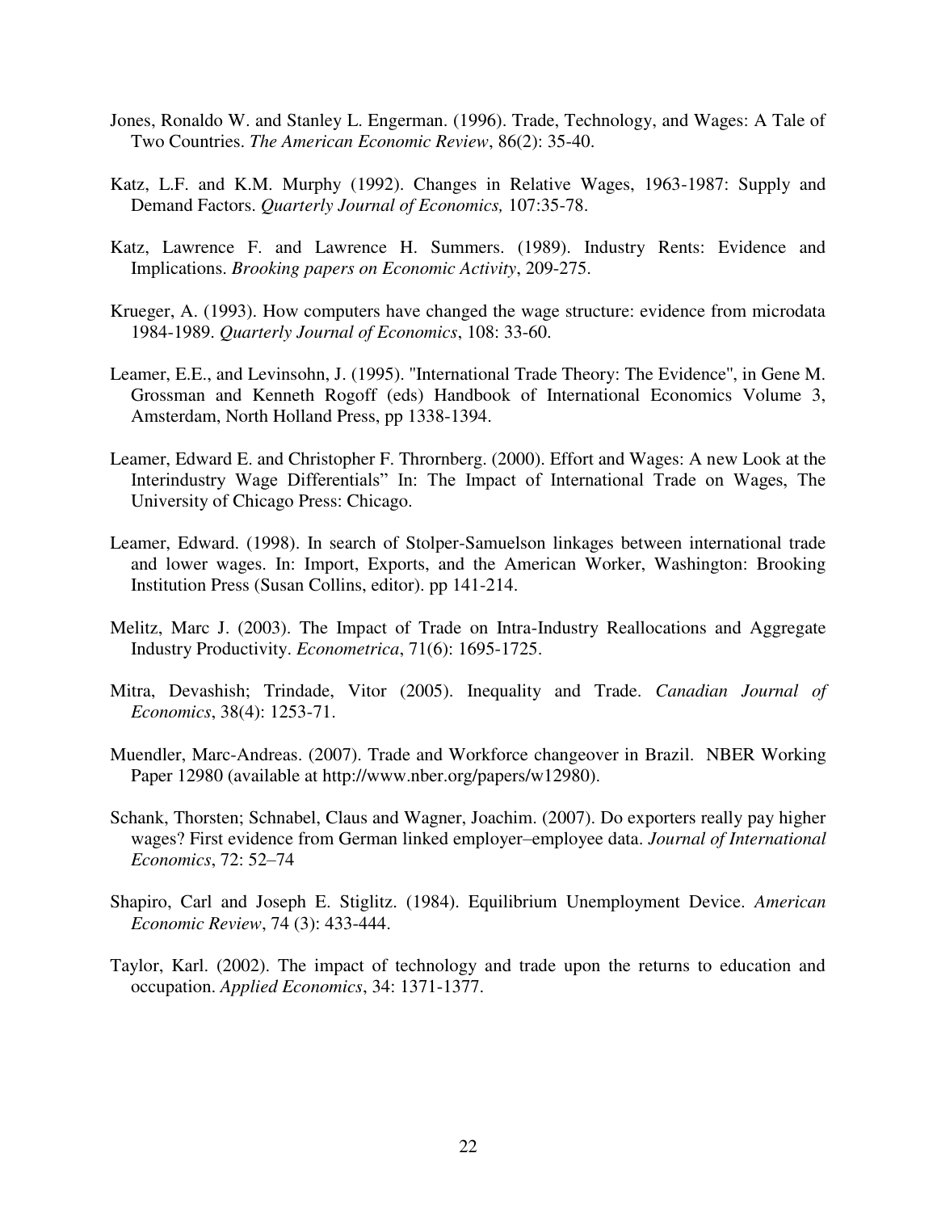Jones, Ronaldo W. and Stanley L. Engerman. (1996). Trade, Technology, and Wages: A Tale of Two Countries. *The American Economic Review*, 86(2): 35-40.

Katz, L.F. and K.M. Murphy (1992). Changes in Relative Wages, 1963-1987: Supply and Demand Factors. *Quarterly Journal of Economics,* 107:35-78.

Katz, Lawrence F. and Lawrence H. Summers. (1989). Industry Rents: Evidence and Implications. *Brooking papers on Economic Activity*, 209-275.

Krueger, A. (1993). How computers have changed the wage structure: evidence from microdata 1984-1989. *Quarterly Journal of Economics*, 108: 33-60.

Leamer, E.E., and Levinsohn, J. (1995). "International Trade Theory: The Evidence", in Gene M. Grossman and Kenneth Rogoff (eds) Handbook of International Economics Volume 3, Amsterdam, North Holland Press, pp 1338-1394.

Leamer, Edward E. and Christopher F. Thrornberg. (2000). Effort and Wages: A new Look at the Interindustry Wage Differentials" In: The Impact of International Trade on Wages, The University of Chicago Press: Chicago.

Leamer, Edward. (1998). In search of Stolper-Samuelson linkages between international trade and lower wages. In: Import, Exports, and the American Worker, Washington: Brooking Institution Press (Susan Collins, editor). pp 141-214.

Melitz, Marc J. (2003). The Impact of Trade on Intra-Industry Reallocations and Aggregate Industry Productivity. *Econometrica*, 71(6): 1695-1725.

Mitra, Devashish; Trindade, Vitor (2005). Inequality and Trade. *Canadian Journal of Economics*, 38(4): 1253-71.

Muendler, Marc-Andreas. (2007). Trade and Workforce changeover in Brazil. NBER Working Paper 12980 (available at http://www.nber.org/papers/w12980).

Schank, Thorsten; Schnabel, Claus and Wagner, Joachim. (2007). Do exporters really pay higher wages? First evidence from German linked employer–employee data. *Journal of International Economics*, 72: 52–74

Shapiro, Carl and Joseph E. Stiglitz. (1984). Equilibrium Unemployment Device. *American Economic Review*, 74 (3): 433-444.

Taylor, Karl. (2002). The impact of technology and trade upon the returns to education and occupation. *Applied Economics*, 34: 1371-1377.